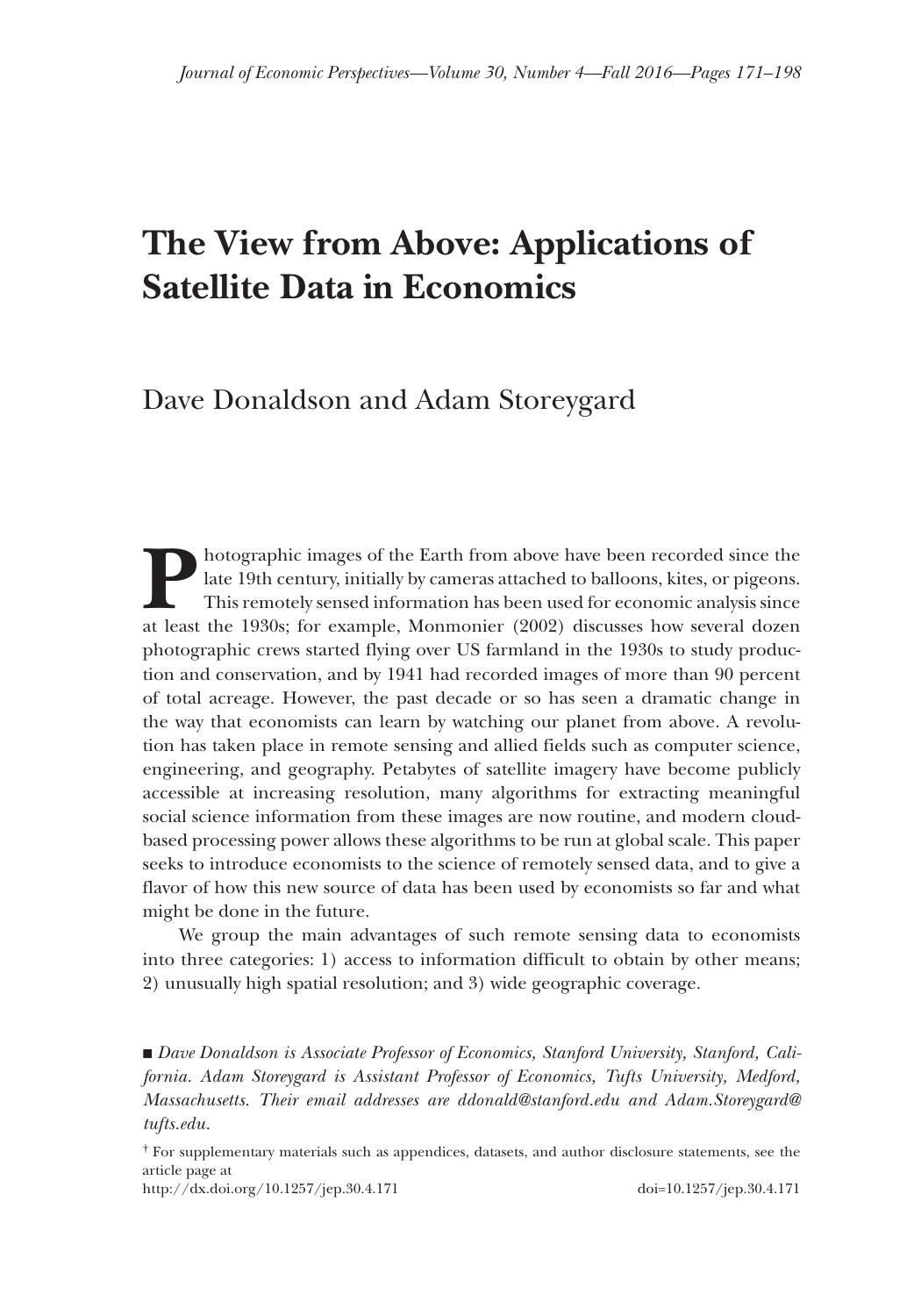# The View from Above: Applications of Satellite Data in Economics

Dave Donaldson and Adam Storeygard

Photographic images of the Earth from above have been recorded since the late 19th century, initially by cameras attached to balloons, kites, or pigeons. This remotely sensed information has been used for economic analysis since at least the 1930s; for example, Monmonier (2002) discusses how several dozen photographic crews started flying over US farmland in the 1930s to study production and conservation, and by 1941 had recorded images of more than 90 percent of total acreage. However, the past decade or so has seen a dramatic change in the way that economists can learn by watching our planet from above. A revolution has taken place in remote sensing and allied fields such as computer science, engineering, and geography. Petabytes of satellite imagery have become publicly accessible at increasing resolution, many algorithms for extracting meaningful social science information from these images are now routine, and modern cloud-based processing power allows these algorithms to be run at global scale. This paper seeks to introduce economists to the science of remotely sensed data, and to give a flavor of how this new source of data has been used by economists so far and what might be done in the future.

We group the main advantages of such remote sensing data to economists into three categories: 1) access to information difficult to obtain by other means; 2) unusually high spatial resolution; and 3) wide geographic coverage.

■ *Dave Donaldson is Associate Professor of Economics, Stanford University, Stanford, California. Adam Storeygard is Assistant Professor of Economics, Tufts University, Medford, Massachusetts. Their email addresses are ddonald@stanford.edu and Adam.Storeygard@tufts.edu.*

† For supplementary materials such as appendices, datasets, and author disclosure statements, see the article page at
http://dx.doi.org/10.1257/jep.30.4.171 doi=10.1257/jep.30.4.171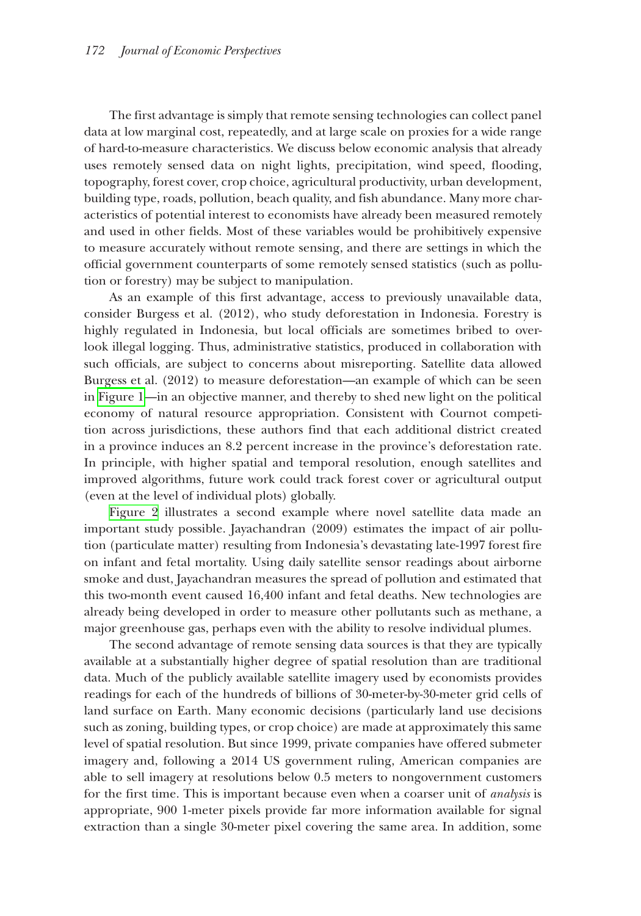The first advantage is simply that remote sensing technologies can collect panel data at low marginal cost, repeatedly, and at large scale on proxies for a wide range of hard-to-measure characteristics. We discuss below economic analysis that already uses remotely sensed data on night lights, precipitation, wind speed, flooding, topography, forest cover, crop choice, agricultural productivity, urban development, building type, roads, pollution, beach quality, and fish abundance. Many more characteristics of potential interest to economists have already been measured remotely and used in other fields. Most of these variables would be prohibitively expensive to measure accurately without remote sensing, and there are settings in which the official government counterparts of some remotely sensed statistics (such as pollution or forestry) may be subject to manipulation.

As an example of this first advantage, access to previously unavailable data, consider Burgess et al. (2012), who study deforestation in Indonesia. Forestry is highly regulated in Indonesia, but local officials are sometimes bribed to overlook illegal logging. Thus, administrative statistics, produced in collaboration with such officials, are subject to concerns about misreporting. Satellite data allowed Burgess et al. (2012) to measure deforestation—an example of which can be seen in Figure 1—in an objective manner, and thereby to shed new light on the political economy of natural resource appropriation. Consistent with Cournot competition across jurisdictions, these authors find that each additional district created in a province induces an 8.2 percent increase in the province's deforestation rate. In principle, with higher spatial and temporal resolution, enough satellites and improved algorithms, future work could track forest cover or agricultural output (even at the level of individual plots) globally.

Figure 2 illustrates a second example where novel satellite data made an important study possible. Jayachandran (2009) estimates the impact of air pollution (particulate matter) resulting from Indonesia's devastating late-1997 forest fire on infant and fetal mortality. Using daily satellite sensor readings about airborne smoke and dust, Jayachandran measures the spread of pollution and estimated that this two-month event caused 16,400 infant and fetal deaths. New technologies are already being developed in order to measure other pollutants such as methane, a major greenhouse gas, perhaps even with the ability to resolve individual plumes.

The second advantage of remote sensing data sources is that they are typically available at a substantially higher degree of spatial resolution than are traditional data. Much of the publicly available satellite imagery used by economists provides readings for each of the hundreds of billions of 30-meter-by-30-meter grid cells of land surface on Earth. Many economic decisions (particularly land use decisions such as zoning, building types, or crop choice) are made at approximately this same level of spatial resolution. But since 1999, private companies have offered submeter imagery and, following a 2014 US government ruling, American companies are able to sell imagery at resolutions below 0.5 meters to nongovernment customers for the first time. This is important because even when a coarser unit of *analysis* is appropriate, 900 1-meter pixels provide far more information available for signal extraction than a single 30-meter pixel covering the same area. In addition, some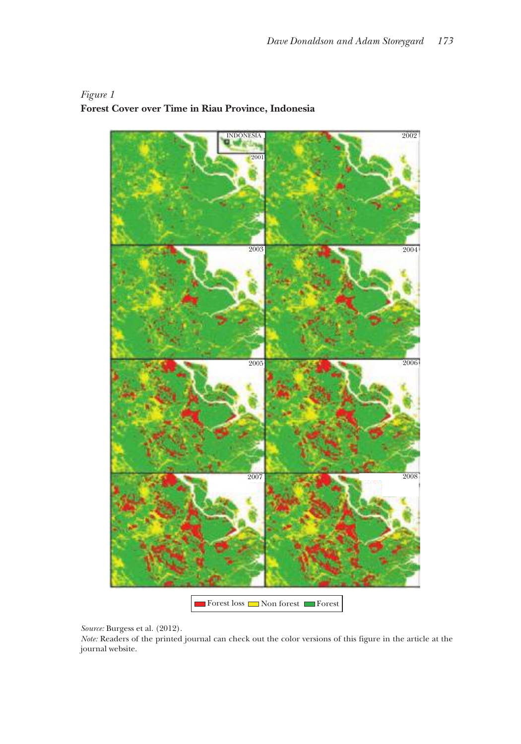*Figure 1*
**Forest Cover over Time in Riau Province, Indonesia**

*Source:* Burgess et al. (2012).
*Note:* Readers of the printed journal can check out the color versions of this figure in the article at the journal website.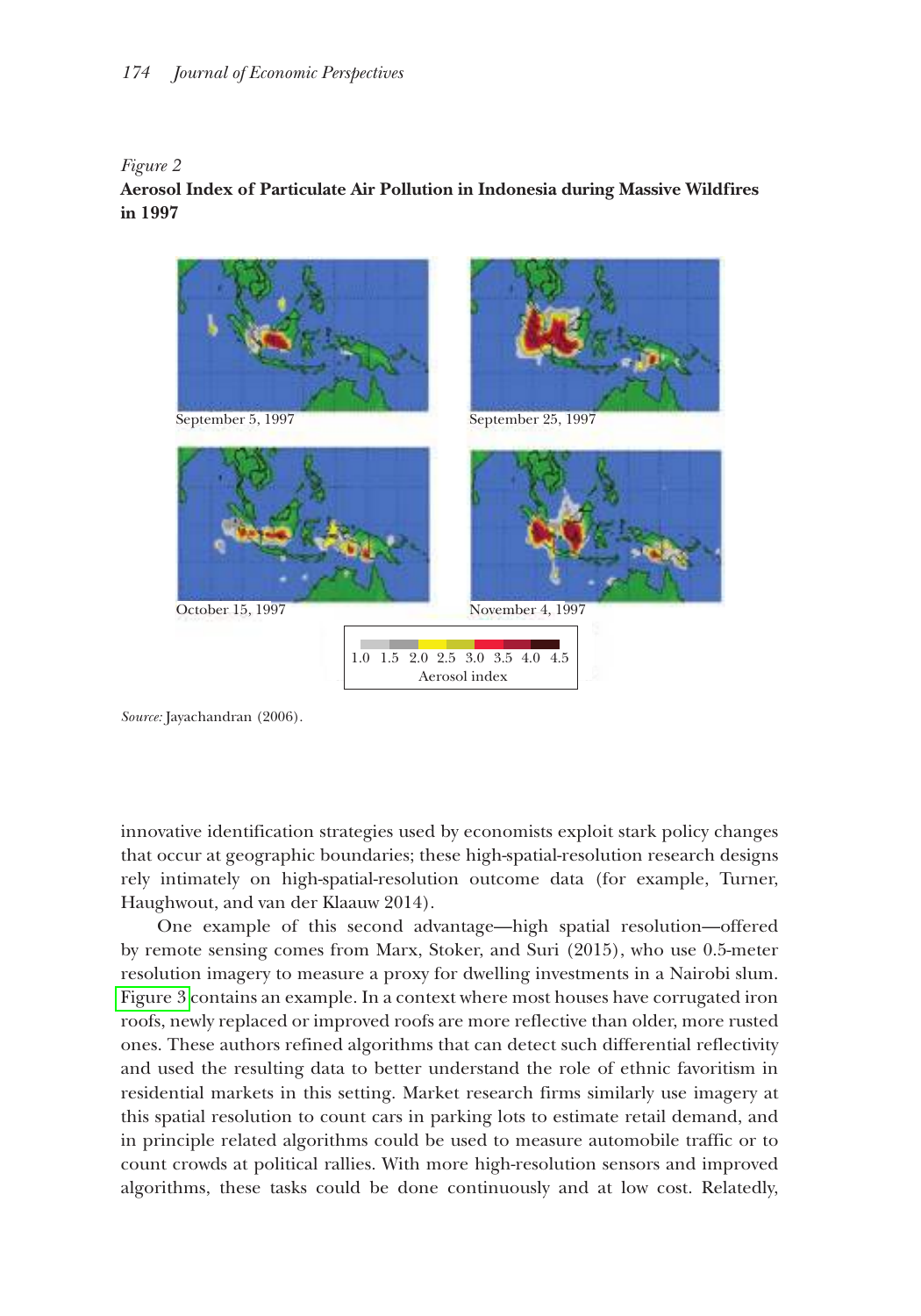*Figure 2*
**Aerosol Index of Particulate Air Pollution in Indonesia during Massive Wildfires in 1997**

September 5, 1997

September 25, 1997

October 15, 1997

November 4, 1997

1.0 1.5 2.0 2.5 3.0 3.5 4.0 4.5
Aerosol index

*Source:* Jayachandran (2006).

innovative identification strategies used by economists exploit stark policy changes that occur at geographic boundaries; these high-spatial-resolution research designs rely intimately on high-spatial-resolution outcome data (for example, Turner, Haughwout, and van der Klaauw 2014).

One example of this second advantage—high spatial resolution—offered by remote sensing comes from Marx, Stoker, and Suri (2015), who use 0.5-meter resolution imagery to measure a proxy for dwelling investments in a Nairobi slum. Figure 3 contains an example. In a context where most houses have corrugated iron roofs, newly replaced or improved roofs are more reflective than older, more rusted ones. These authors refined algorithms that can detect such differential reflectivity and used the resulting data to better understand the role of ethnic favoritism in residential markets in this setting. Market research firms similarly use imagery at this spatial resolution to count cars in parking lots to estimate retail demand, and in principle related algorithms could be used to measure automobile traffic or to count crowds at political rallies. With more high-resolution sensors and improved algorithms, these tasks could be done continuously and at low cost. Relatedly,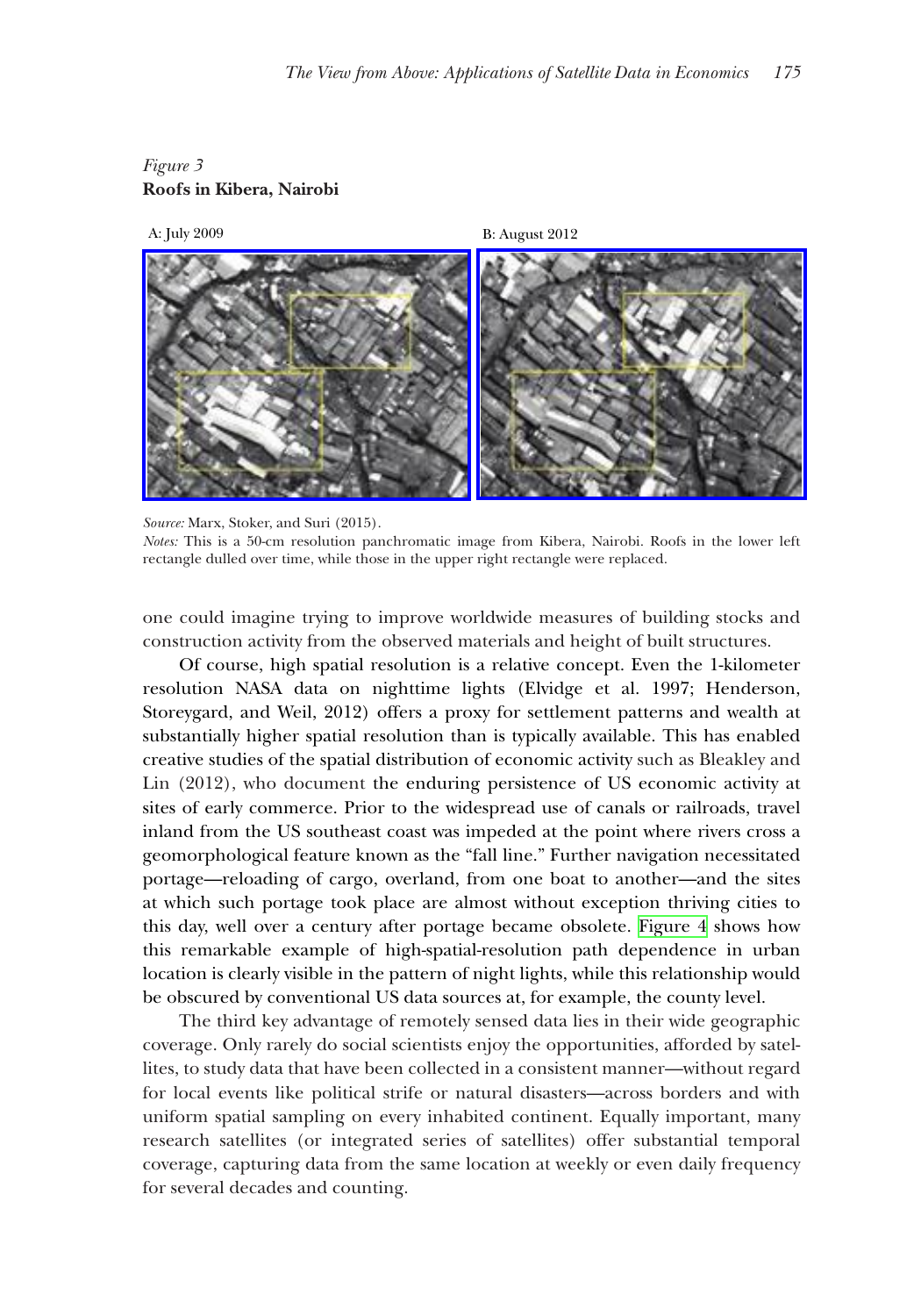*Figure 3*
**Roofs in Kibera, Nairobi**

A: July 2009

B: August 2012

*Source:* Marx, Stoker, and Suri (2015).
*Notes:* This is a 50-cm resolution panchromatic image from Kibera, Nairobi. Roofs in the lower left rectangle dulled over time, while those in the upper right rectangle were replaced.

one could imagine trying to improve worldwide measures of building stocks and construction activity from the observed materials and height of built structures.

Of course, high spatial resolution is a relative concept. Even the 1-kilometer resolution NASA data on nighttime lights (Elvidge et al. 1997; Henderson, Storeygard, and Weil, 2012) offers a proxy for settlement patterns and wealth at substantially higher spatial resolution than is typically available. This has enabled creative studies of the spatial distribution of economic activity such as Bleakley and Lin (2012), who document the enduring persistence of US economic activity at sites of early commerce. Prior to the widespread use of canals or railroads, travel inland from the US southeast coast was impeded at the point where rivers cross a geomorphological feature known as the "fall line." Further navigation necessitated portage—reloading of cargo, overland, from one boat to another—and the sites at which such portage took place are almost without exception thriving cities to this day, well over a century after portage became obsolete. Figure 4 shows how this remarkable example of high-spatial-resolution path dependence in urban location is clearly visible in the pattern of night lights, while this relationship would be obscured by conventional US data sources at, for example, the county level.

The third key advantage of remotely sensed data lies in their wide geographic coverage. Only rarely do social scientists enjoy the opportunities, afforded by satellites, to study data that have been collected in a consistent manner—without regard for local events like political strife or natural disasters—across borders and with uniform spatial sampling on every inhabited continent. Equally important, many research satellites (or integrated series of satellites) offer substantial temporal coverage, capturing data from the same location at weekly or even daily frequency for several decades and counting.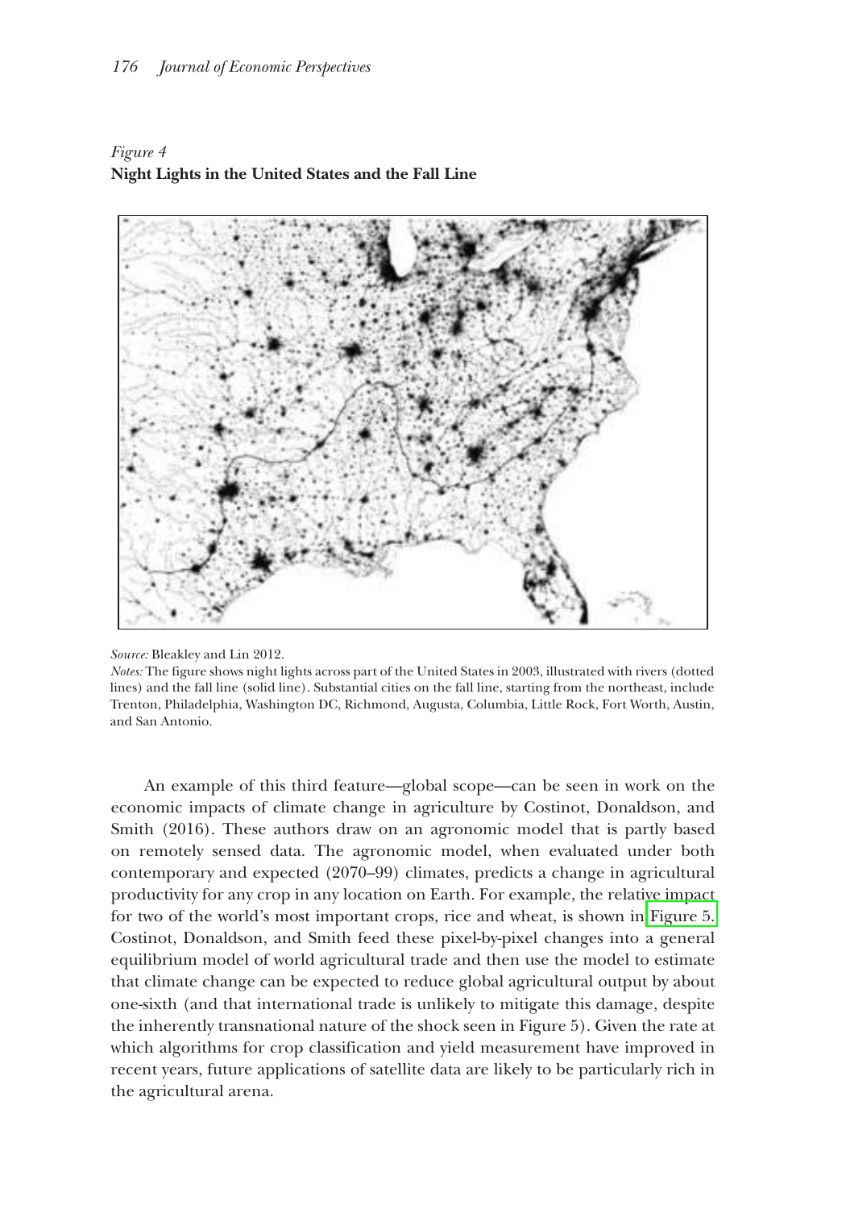*Figure 4*
**Night Lights in the United States and the Fall Line**

*Source:* Bleakley and Lin 2012.
*Notes:* The figure shows night lights across part of the United States in 2003, illustrated with rivers (dotted lines) and the fall line (solid line). Substantial cities on the fall line, starting from the northeast, include Trenton, Philadelphia, Washington DC, Richmond, Augusta, Columbia, Little Rock, Fort Worth, Austin, and San Antonio.

An example of this third feature—global scope—can be seen in work on the economic impacts of climate change in agriculture by Costinot, Donaldson, and Smith (2016). These authors draw on an agronomic model that is partly based on remotely sensed data. The agronomic model, when evaluated under both contemporary and expected (2070–99) climates, predicts a change in agricultural productivity for any crop in any location on Earth. For example, the relative impact for two of the world's most important crops, rice and wheat, is shown in Figure 5. Costinot, Donaldson, and Smith feed these pixel-by-pixel changes into a general equilibrium model of world agricultural trade and then use the model to estimate that climate change can be expected to reduce global agricultural output by about one-sixth (and that international trade is unlikely to mitigate this damage, despite the inherently transnational nature of the shock seen in Figure 5). Given the rate at which algorithms for crop classification and yield measurement have improved in recent years, future applications of satellite data are likely to be particularly rich in the agricultural arena.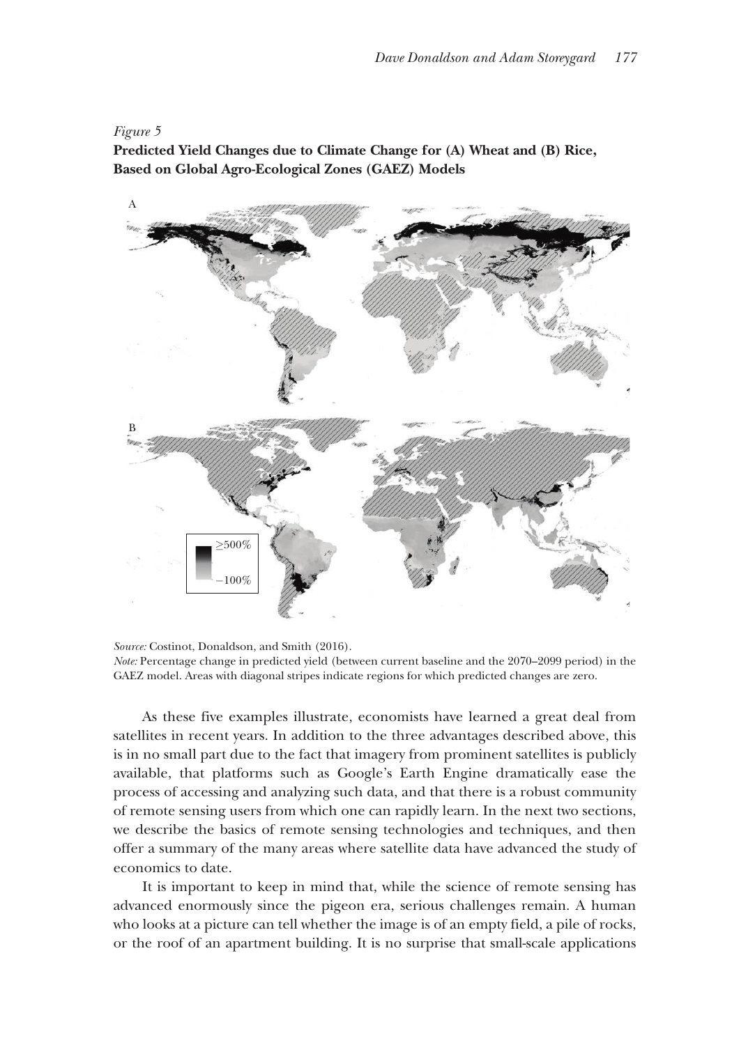*Figure 5*
**Predicted Yield Changes due to Climate Change for (A) Wheat and (B) Rice, Based on Global Agro-Ecological Zones (GAEZ) Models**

*Source:* Costinot, Donaldson, and Smith (2016).
*Note:* Percentage change in predicted yield (between current baseline and the 2070–2099 period) in the GAEZ model. Areas with diagonal stripes indicate regions for which predicted changes are zero.

As these five examples illustrate, economists have learned a great deal from satellites in recent years. In addition to the three advantages described above, this is in no small part due to the fact that imagery from prominent satellites is publicly available, that platforms such as Google's Earth Engine dramatically ease the process of accessing and analyzing such data, and that there is a robust community of remote sensing users from which one can rapidly learn. In the next two sections, we describe the basics of remote sensing technologies and techniques, and then offer a summary of the many areas where satellite data have advanced the study of economics to date.

It is important to keep in mind that, while the science of remote sensing has advanced enormously since the pigeon era, serious challenges remain. A human who looks at a picture can tell whether the image is of an empty field, a pile of rocks, or the roof of an apartment building. It is no surprise that small-scale applications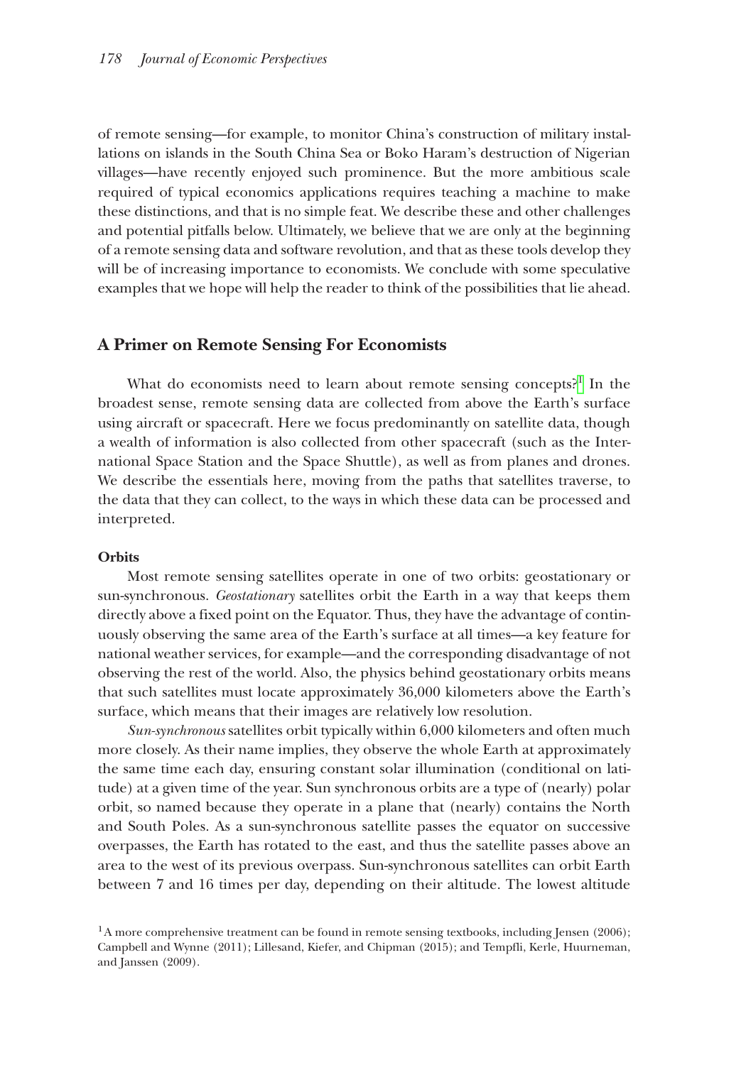of remote sensing—for example, to monitor China's construction of military installations on islands in the South China Sea or Boko Haram's destruction of Nigerian villages—have recently enjoyed such prominence. But the more ambitious scale required of typical economics applications requires teaching a machine to make these distinctions, and that is no simple feat. We describe these and other challenges and potential pitfalls below. Ultimately, we believe that we are only at the beginning of a remote sensing data and software revolution, and that as these tools develop they will be of increasing importance to economists. We conclude with some speculative examples that we hope will help the reader to think of the possibilities that lie ahead.

## A Primer on Remote Sensing For Economists

What do economists need to learn about remote sensing concepts?[1] In the broadest sense, remote sensing data are collected from above the Earth's surface using aircraft or spacecraft. Here we focus predominantly on satellite data, though a wealth of information is also collected from other spacecraft (such as the International Space Station and the Space Shuttle), as well as from planes and drones. We describe the essentials here, moving from the paths that satellites traverse, to the data that they can collect, to the ways in which these data can be processed and interpreted.

### Orbits

Most remote sensing satellites operate in one of two orbits: geostationary or sun-synchronous. *Geostationary* satellites orbit the Earth in a way that keeps them directly above a fixed point on the Equator. Thus, they have the advantage of continuously observing the same area of the Earth's surface at all times—a key feature for national weather services, for example—and the corresponding disadvantage of not observing the rest of the world. Also, the physics behind geostationary orbits means that such satellites must locate approximately 36,000 kilometers above the Earth's surface, which means that their images are relatively low resolution.

*Sun-synchronous* satellites orbit typically within 6,000 kilometers and often much more closely. As their name implies, they observe the whole Earth at approximately the same time each day, ensuring constant solar illumination (conditional on latitude) at a given time of the year. Sun synchronous orbits are a type of (nearly) polar orbit, so named because they operate in a plane that (nearly) contains the North and South Poles. As a sun-synchronous satellite passes the equator on successive overpasses, the Earth has rotated to the east, and thus the satellite passes above an area to the west of its previous overpass. Sun-synchronous satellites can orbit Earth between 7 and 16 times per day, depending on their altitude. The lowest altitude

[1] A more comprehensive treatment can be found in remote sensing textbooks, including Jensen (2006); Campbell and Wynne (2011); Lillesand, Kiefer, and Chipman (2015); and Tempfli, Kerle, Huurneman, and Janssen (2009).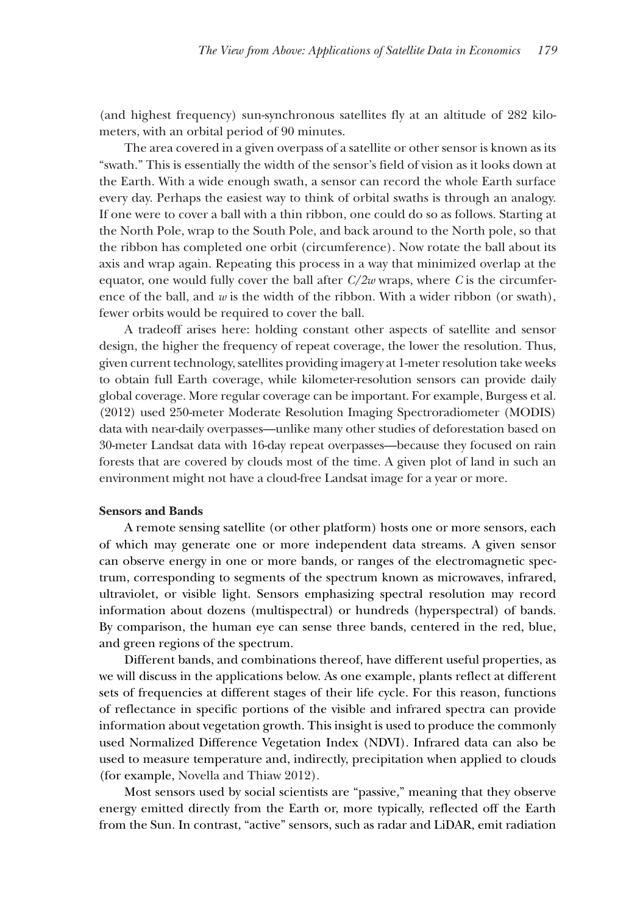(and highest frequency) sun-synchronous satellites fly at an altitude of 282 kilometers, with an orbital period of 90 minutes.

The area covered in a given overpass of a satellite or other sensor is known as its "swath." This is essentially the width of the sensor's field of vision as it looks down at the Earth. With a wide enough swath, a sensor can record the whole Earth surface every day. Perhaps the easiest way to think of orbital swaths is through an analogy. If one were to cover a ball with a thin ribbon, one could do so as follows. Starting at the North Pole, wrap to the South Pole, and back around to the North pole, so that the ribbon has completed one orbit (circumference). Now rotate the ball about its axis and wrap again. Repeating this process in a way that minimized overlap at the equator, one would fully cover the ball after $C/2w$ wraps, where $C$ is the circumference of the ball, and $w$ is the width of the ribbon. With a wider ribbon (or swath), fewer orbits would be required to cover the ball.

A tradeoff arises here: holding constant other aspects of satellite and sensor design, the higher the frequency of repeat coverage, the lower the resolution. Thus, given current technology, satellites providing imagery at 1-meter resolution take weeks to obtain full Earth coverage, while kilometer-resolution sensors can provide daily global coverage. More regular coverage can be important. For example, Burgess et al. (2012) used 250-meter Moderate Resolution Imaging Spectroradiometer (MODIS) data with near-daily overpasses—unlike many other studies of deforestation based on 30-meter Landsat data with 16-day repeat overpasses—because they focused on rain forests that are covered by clouds most of the time. A given plot of land in such an environment might not have a cloud-free Landsat image for a year or more.

### Sensors and Bands

A remote sensing satellite (or other platform) hosts one or more sensors, each of which may generate one or more independent data streams. A given sensor can observe energy in one or more bands, or ranges of the electromagnetic spectrum, corresponding to segments of the spectrum known as microwaves, infrared, ultraviolet, or visible light. Sensors emphasizing spectral resolution may record information about dozens (multispectral) or hundreds (hyperspectral) of bands. By comparison, the human eye can sense three bands, centered in the red, blue, and green regions of the spectrum.

Different bands, and combinations thereof, have different useful properties, as we will discuss in the applications below. As one example, plants reflect at different sets of frequencies at different stages of their life cycle. For this reason, functions of reflectance in specific portions of the visible and infrared spectra can provide information about vegetation growth. This insight is used to produce the commonly used Normalized Difference Vegetation Index (NDVI). Infrared data can also be used to measure temperature and, indirectly, precipitation when applied to clouds (for example, Novella and Thiaw 2012).

Most sensors used by social scientists are "passive," meaning that they observe energy emitted directly from the Earth or, more typically, reflected off the Earth from the Sun. In contrast, "active" sensors, such as radar and LiDAR, emit radiation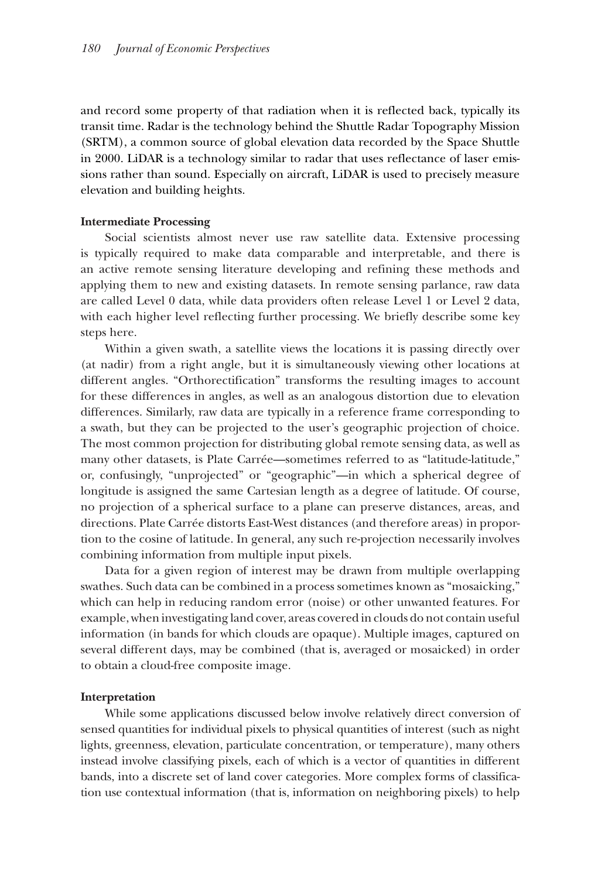and record some property of that radiation when it is reflected back, typically its transit time. Radar is the technology behind the Shuttle Radar Topography Mission (SRTM), a common source of global elevation data recorded by the Space Shuttle in 2000. LiDAR is a technology similar to radar that uses reflectance of laser emissions rather than sound. Especially on aircraft, LiDAR is used to precisely measure elevation and building heights.

### Intermediate Processing

Social scientists almost never use raw satellite data. Extensive processing is typically required to make data comparable and interpretable, and there is an active remote sensing literature developing and refining these methods and applying them to new and existing datasets. In remote sensing parlance, raw data are called Level 0 data, while data providers often release Level 1 or Level 2 data, with each higher level reflecting further processing. We briefly describe some key steps here.

Within a given swath, a satellite views the locations it is passing directly over (at nadir) from a right angle, but it is simultaneously viewing other locations at different angles. "Orthorectification" transforms the resulting images to account for these differences in angles, as well as an analogous distortion due to elevation differences. Similarly, raw data are typically in a reference frame corresponding to a swath, but they can be projected to the user's geographic projection of choice. The most common projection for distributing global remote sensing data, as well as many other datasets, is Plate Carrée—sometimes referred to as "latitude-latitude," or, confusingly, "unprojected" or "geographic"—in which a spherical degree of longitude is assigned the same Cartesian length as a degree of latitude. Of course, no projection of a spherical surface to a plane can preserve distances, areas, and directions. Plate Carrée distorts East-West distances (and therefore areas) in proportion to the cosine of latitude. In general, any such re-projection necessarily involves combining information from multiple input pixels.

Data for a given region of interest may be drawn from multiple overlapping swathes. Such data can be combined in a process sometimes known as "mosaicking," which can help in reducing random error (noise) or other unwanted features. For example, when investigating land cover, areas covered in clouds do not contain useful information (in bands for which clouds are opaque). Multiple images, captured on several different days, may be combined (that is, averaged or mosaicked) in order to obtain a cloud-free composite image.

### Interpretation

While some applications discussed below involve relatively direct conversion of sensed quantities for individual pixels to physical quantities of interest (such as night lights, greenness, elevation, particulate concentration, or temperature), many others instead involve classifying pixels, each of which is a vector of quantities in different bands, into a discrete set of land cover categories. More complex forms of classification use contextual information (that is, information on neighboring pixels) to help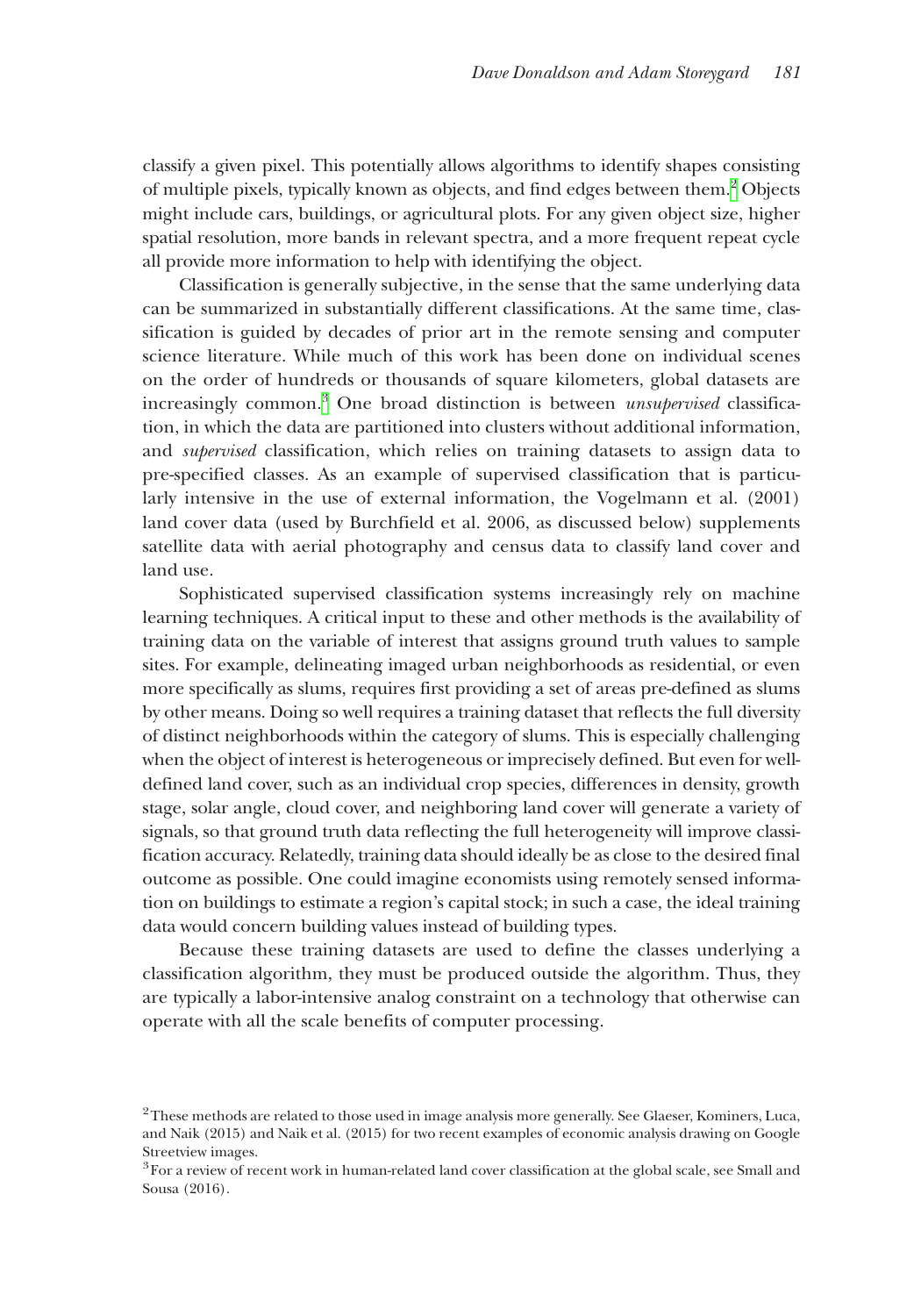classify a given pixel. This potentially allows algorithms to identify shapes consisting of multiple pixels, typically known as objects, and find edges between them.[2] Objects might include cars, buildings, or agricultural plots. For any given object size, higher spatial resolution, more bands in relevant spectra, and a more frequent repeat cycle all provide more information to help with identifying the object.

Classification is generally subjective, in the sense that the same underlying data can be summarized in substantially different classifications. At the same time, classification is guided by decades of prior art in the remote sensing and computer science literature. While much of this work has been done on individual scenes on the order of hundreds or thousands of square kilometers, global datasets are increasingly common.[3] One broad distinction is between *unsupervised* classification, in which the data are partitioned into clusters without additional information, and *supervised* classification, which relies on training datasets to assign data to pre-specified classes. As an example of supervised classification that is particularly intensive in the use of external information, the Vogelmann et al. (2001) land cover data (used by Burchfield et al. 2006, as discussed below) supplements satellite data with aerial photography and census data to classify land cover and land use.

Sophisticated supervised classification systems increasingly rely on machine learning techniques. A critical input to these and other methods is the availability of training data on the variable of interest that assigns ground truth values to sample sites. For example, delineating imaged urban neighborhoods as residential, or even more specifically as slums, requires first providing a set of areas pre-defined as slums by other means. Doing so well requires a training dataset that reflects the full diversity of distinct neighborhoods within the category of slums. This is especially challenging when the object of interest is heterogeneous or imprecisely defined. But even for well-defined land cover, such as an individual crop species, differences in density, growth stage, solar angle, cloud cover, and neighboring land cover will generate a variety of signals, so that ground truth data reflecting the full heterogeneity will improve classification accuracy. Relatedly, training data should ideally be as close to the desired final outcome as possible. One could imagine economists using remotely sensed information on buildings to estimate a region's capital stock; in such a case, the ideal training data would concern building values instead of building types.

Because these training datasets are used to define the classes underlying a classification algorithm, they must be produced outside the algorithm. Thus, they are typically a labor-intensive analog constraint on a technology that otherwise can operate with all the scale benefits of computer processing.

[2] These methods are related to those used in image analysis more generally. See Glaeser, Kominers, Luca, and Naik (2015) and Naik et al. (2015) for two recent examples of economic analysis drawing on Google Streetview images.

[3] For a review of recent work in human-related land cover classification at the global scale, see Small and Sousa (2016).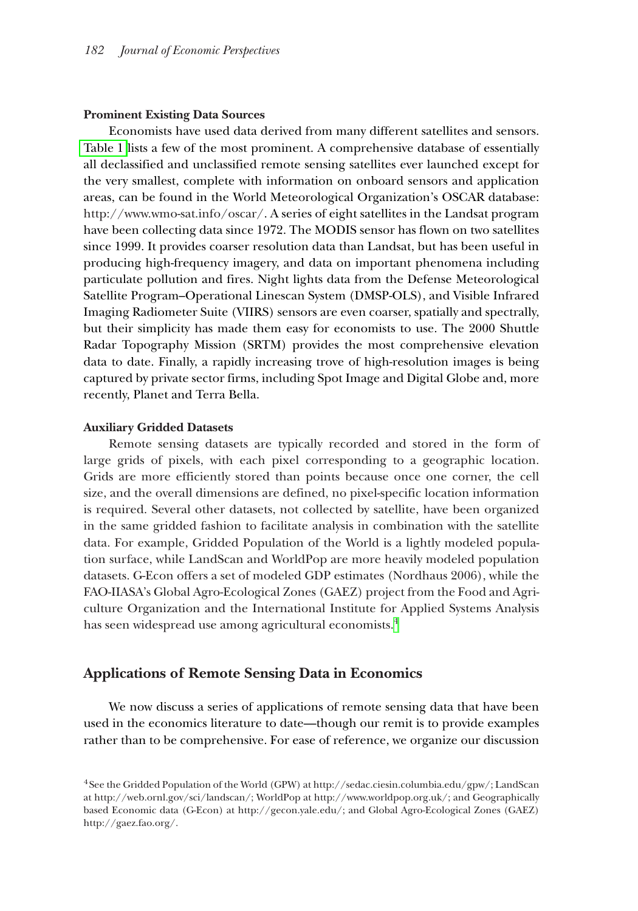### Prominent Existing Data Sources

Economists have used data derived from many different satellites and sensors. Table 1 lists a few of the most prominent. A comprehensive database of essentially all declassified and unclassified remote sensing satellites ever launched except for the very smallest, complete with information on onboard sensors and application areas, can be found in the World Meteorological Organization's OSCAR database: http://www.wmo-sat.info/oscar/. A series of eight satellites in the Landsat program have been collecting data since 1972. The MODIS sensor has flown on two satellites since 1999. It provides coarser resolution data than Landsat, but has been useful in producing high-frequency imagery, and data on important phenomena including particulate pollution and fires. Night lights data from the Defense Meteorological Satellite Program–Operational Linescan System (DMSP-OLS), and Visible Infrared Imaging Radiometer Suite (VIIRS) sensors are even coarser, spatially and spectrally, but their simplicity has made them easy for economists to use. The 2000 Shuttle Radar Topography Mission (SRTM) provides the most comprehensive elevation data to date. Finally, a rapidly increasing trove of high-resolution images is being captured by private sector firms, including Spot Image and Digital Globe and, more recently, Planet and Terra Bella.

### Auxiliary Gridded Datasets

Remote sensing datasets are typically recorded and stored in the form of large grids of pixels, with each pixel corresponding to a geographic location. Grids are more efficiently stored than points because once one corner, the cell size, and the overall dimensions are defined, no pixel-specific location information is required. Several other datasets, not collected by satellite, have been organized in the same gridded fashion to facilitate analysis in combination with the satellite data. For example, Gridded Population of the World is a lightly modeled population surface, while LandScan and WorldPop are more heavily modeled population datasets. G-Econ offers a set of modeled GDP estimates (Nordhaus 2006), while the FAO-IIASA's Global Agro-Ecological Zones (GAEZ) project from the Food and Agriculture Organization and the International Institute for Applied Systems Analysis has seen widespread use among agricultural economists.[4]

## Applications of Remote Sensing Data in Economics

We now discuss a series of applications of remote sensing data that have been used in the economics literature to date—though our remit is to provide examples rather than to be comprehensive. For ease of reference, we organize our discussion

[4] See the Gridded Population of the World (GPW) at http://sedac.ciesin.columbia.edu/gpw/; LandScan at http://web.ornl.gov/sci/landscan/; WorldPop at http://www.worldpop.org.uk/; and Geographically based Economic data (G-Econ) at http://gecon.yale.edu/; and Global Agro-Ecological Zones (GAEZ) http://gaez.fao.org/.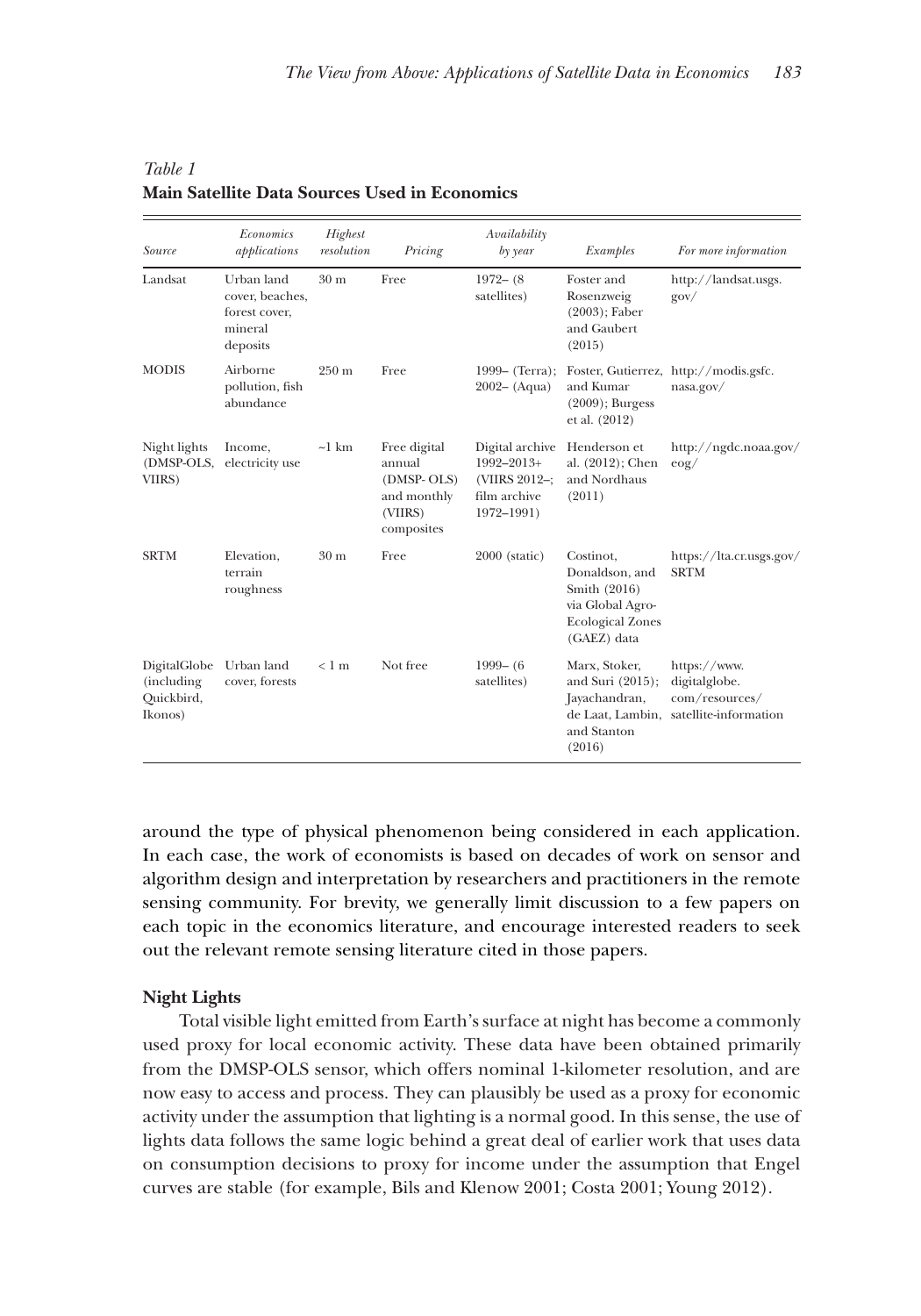*Table 1*
**Main Satellite Data Sources Used in Economics**

| *Source* | *Economics applications* | *Highest resolution* | *Pricing* | *Availability by year* | *Examples* | *For more information* |
|---|---|---|---|---|---|---|
| Landsat | Urban land cover, beaches, forest cover, mineral deposits | 30 m | Free | 1972– (8 satellites) | Foster and Rosenzweig (2003); Faber and Gaubert (2015) | http://landsat.usgs.gov/ |
| MODIS | Airborne pollution, fish abundance | 250 m | Free | 1999– (Terra); 2002– (Aqua) | Foster, Gutierrez, and Kumar (2009); Burgess et al. (2012) | http://modis.gsfc.nasa.gov/ |
| Night lights (DMSP-OLS, VIIRS) | Income, electricity use | ~1 km | Free digital annual (DMSP- OLS) and monthly (VIIRS) composites | Digital archive 1992–2013+ (VIIRS 2012–; film archive 1972–1991) | Henderson et al. (2012); Chen and Nordhaus (2011) | http://ngdc.noaa.gov/eog/ |
| SRTM | Elevation, terrain roughness | 30 m | Free | 2000 (static) | Costinot, Donaldson, and Smith (2016) via Global Agro-Ecological Zones (GAEZ) data | https://lta.cr.usgs.gov/SRTM |
| DigitalGlobe (including Quickbird, Ikonos) | Urban land cover, forests | < 1 m | Not free | 1999– (6 satellites) | Marx, Stoker, and Suri (2015); Jayachandran, de Laat, Lambin, and Stanton (2016) | https://www.digitalglobe.com/resources/satellite-information |

around the type of physical phenomenon being considered in each application. In each case, the work of economists is based on decades of work on sensor and algorithm design and interpretation by researchers and practitioners in the remote sensing community. For brevity, we generally limit discussion to a few papers on each topic in the economics literature, and encourage interested readers to seek out the relevant remote sensing literature cited in those papers.

### Night Lights

Total visible light emitted from Earth's surface at night has become a commonly used proxy for local economic activity. These data have been obtained primarily from the DMSP-OLS sensor, which offers nominal 1-kilometer resolution, and are now easy to access and process. They can plausibly be used as a proxy for economic activity under the assumption that lighting is a normal good. In this sense, the use of lights data follows the same logic behind a great deal of earlier work that uses data on consumption decisions to proxy for income under the assumption that Engel curves are stable (for example, Bils and Klenow 2001; Costa 2001; Young 2012).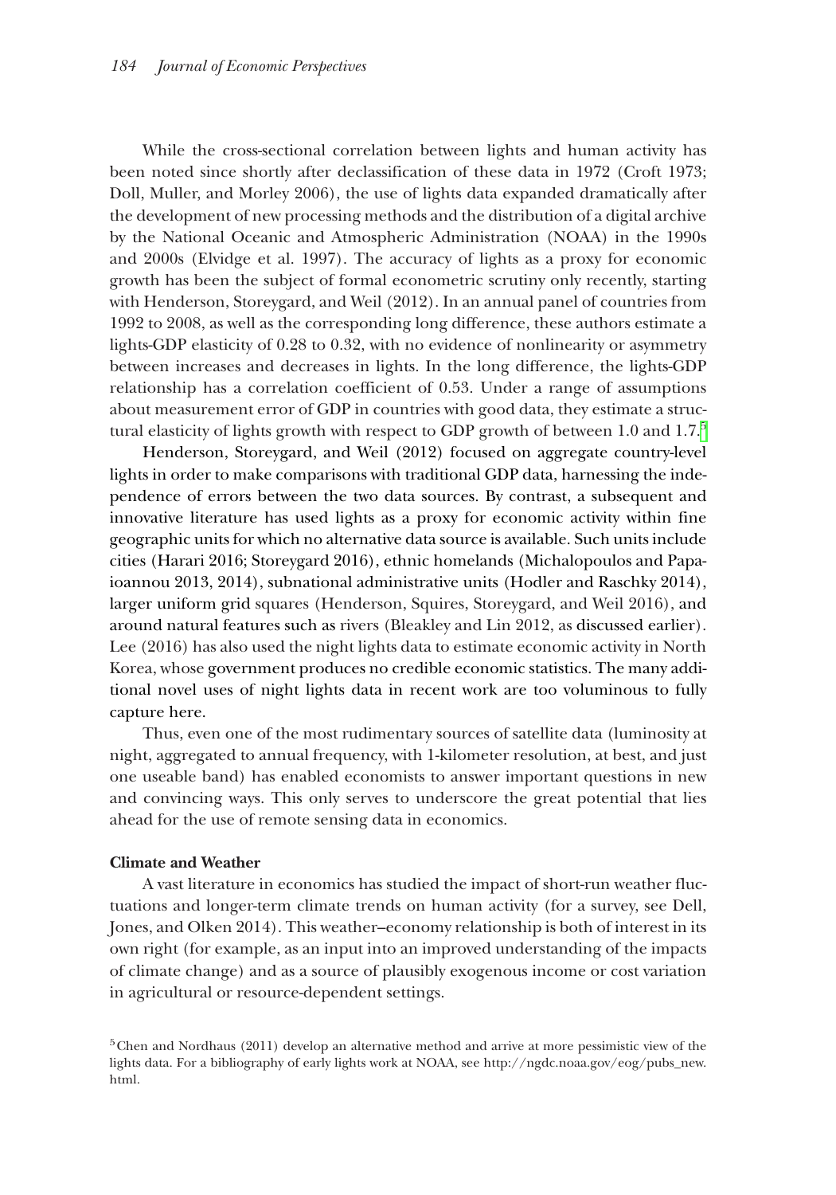While the cross-sectional correlation between lights and human activity has been noted since shortly after declassification of these data in 1972 (Croft 1973; Doll, Muller, and Morley 2006), the use of lights data expanded dramatically after the development of new processing methods and the distribution of a digital archive by the National Oceanic and Atmospheric Administration (NOAA) in the 1990s and 2000s (Elvidge et al. 1997). The accuracy of lights as a proxy for economic growth has been the subject of formal econometric scrutiny only recently, starting with Henderson, Storeygard, and Weil (2012). In an annual panel of countries from 1992 to 2008, as well as the corresponding long difference, these authors estimate a lights-GDP elasticity of 0.28 to 0.32, with no evidence of nonlinearity or asymmetry between increases and decreases in lights. In the long difference, the lights-GDP relationship has a correlation coefficient of 0.53. Under a range of assumptions about measurement error of GDP in countries with good data, they estimate a structural elasticity of lights growth with respect to GDP growth of between 1.0 and 1.7.[5]

Henderson, Storeygard, and Weil (2012) focused on aggregate country-level lights in order to make comparisons with traditional GDP data, harnessing the independence of errors between the two data sources. By contrast, a subsequent and innovative literature has used lights as a proxy for economic activity within fine geographic units for which no alternative data source is available. Such units include cities (Harari 2016; Storeygard 2016), ethnic homelands (Michalopoulos and Papaioannou 2013, 2014), subnational administrative units (Hodler and Raschky 2014), larger uniform grid squares (Henderson, Squires, Storeygard, and Weil 2016), and around natural features such as rivers (Bleakley and Lin 2012, as discussed earlier). Lee (2016) has also used the night lights data to estimate economic activity in North Korea, whose government produces no credible economic statistics. The many additional novel uses of night lights data in recent work are too voluminous to fully capture here.

Thus, even one of the most rudimentary sources of satellite data (luminosity at night, aggregated to annual frequency, with 1-kilometer resolution, at best, and just one useable band) has enabled economists to answer important questions in new and convincing ways. This only serves to underscore the great potential that lies ahead for the use of remote sensing data in economics.

**Climate and Weather**

A vast literature in economics has studied the impact of short-run weather fluctuations and longer-term climate trends on human activity (for a survey, see Dell, Jones, and Olken 2014). This weather–economy relationship is both of interest in its own right (for example, as an input into an improved understanding of the impacts of climate change) and as a source of plausibly exogenous income or cost variation in agricultural or resource-dependent settings.

[5] Chen and Nordhaus (2011) develop an alternative method and arrive at more pessimistic view of the lights data. For a bibliography of early lights work at NOAA, see http://ngdc.noaa.gov/eog/pubs_new.html.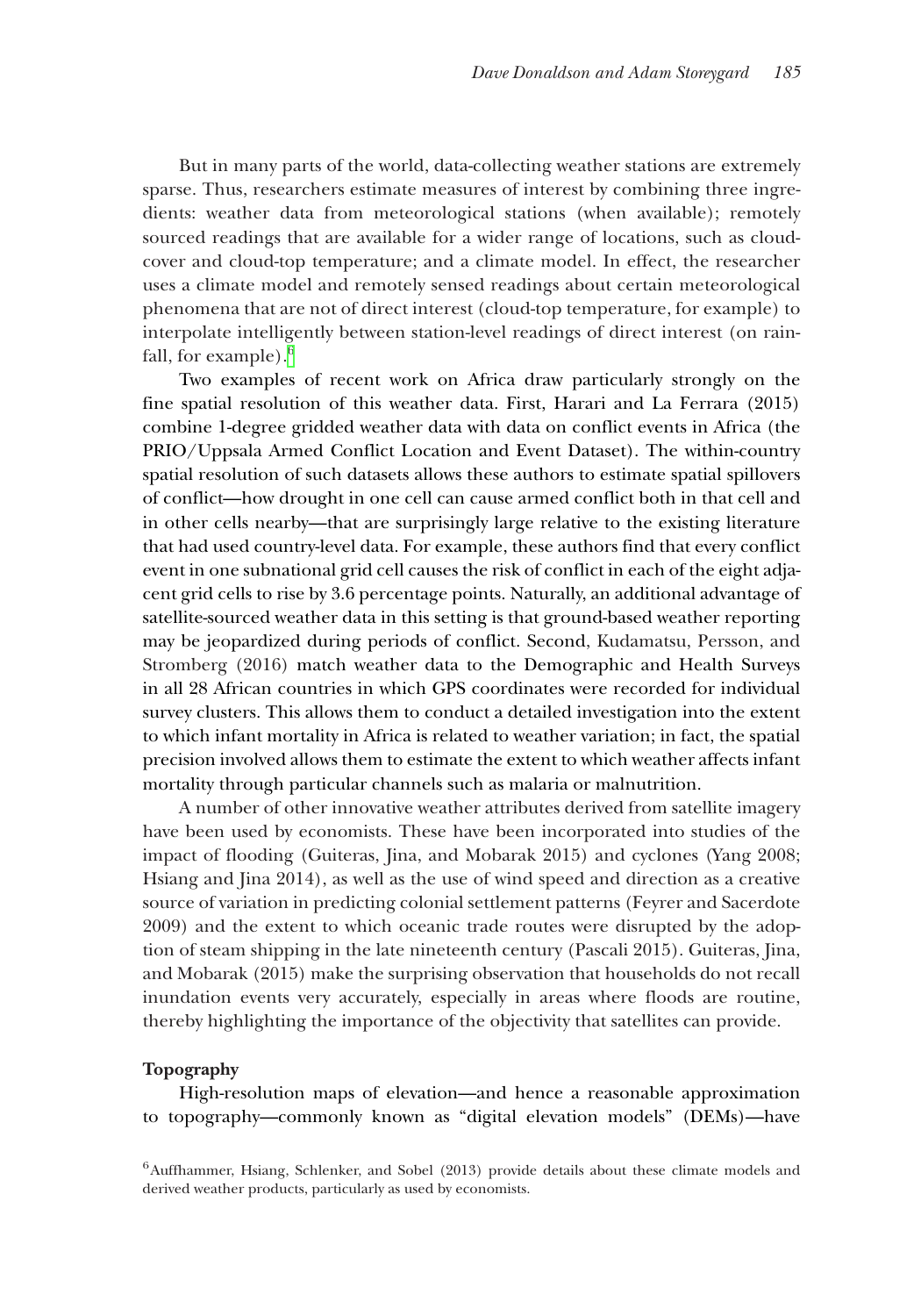But in many parts of the world, data-collecting weather stations are extremely sparse. Thus, researchers estimate measures of interest by combining three ingredients: weather data from meteorological stations (when available); remotely sourced readings that are available for a wider range of locations, such as cloud-cover and cloud-top temperature; and a climate model. In effect, the researcher uses a climate model and remotely sensed readings about certain meteorological phenomena that are not of direct interest (cloud-top temperature, for example) to interpolate intelligently between station-level readings of direct interest (on rainfall, for example).[6]

Two examples of recent work on Africa draw particularly strongly on the fine spatial resolution of this weather data. First, Harari and La Ferrara (2015) combine 1-degree gridded weather data with data on conflict events in Africa (the PRIO/Uppsala Armed Conflict Location and Event Dataset). The within-country spatial resolution of such datasets allows these authors to estimate spatial spillovers of conflict—how drought in one cell can cause armed conflict both in that cell and in other cells nearby—that are surprisingly large relative to the existing literature that had used country-level data. For example, these authors find that every conflict event in one subnational grid cell causes the risk of conflict in each of the eight adjacent grid cells to rise by 3.6 percentage points. Naturally, an additional advantage of satellite-sourced weather data in this setting is that ground-based weather reporting may be jeopardized during periods of conflict. Second, Kudamatsu, Persson, and Stromberg (2016) match weather data to the Demographic and Health Surveys in all 28 African countries in which GPS coordinates were recorded for individual survey clusters. This allows them to conduct a detailed investigation into the extent to which infant mortality in Africa is related to weather variation; in fact, the spatial precision involved allows them to estimate the extent to which weather affects infant mortality through particular channels such as malaria or malnutrition.

A number of other innovative weather attributes derived from satellite imagery have been used by economists. These have been incorporated into studies of the impact of flooding (Guiteras, Jina, and Mobarak 2015) and cyclones (Yang 2008; Hsiang and Jina 2014), as well as the use of wind speed and direction as a creative source of variation in predicting colonial settlement patterns (Feyrer and Sacerdote 2009) and the extent to which oceanic trade routes were disrupted by the adoption of steam shipping in the late nineteenth century (Pascali 2015). Guiteras, Jina, and Mobarak (2015) make the surprising observation that households do not recall inundation events very accurately, especially in areas where floods are routine, thereby highlighting the importance of the objectivity that satellites can provide.

**Topography**

High-resolution maps of elevation—and hence a reasonable approximation to topography—commonly known as "digital elevation models" (DEMs)—have

[6] Auffhammer, Hsiang, Schlenker, and Sobel (2013) provide details about these climate models and derived weather products, particularly as used by economists.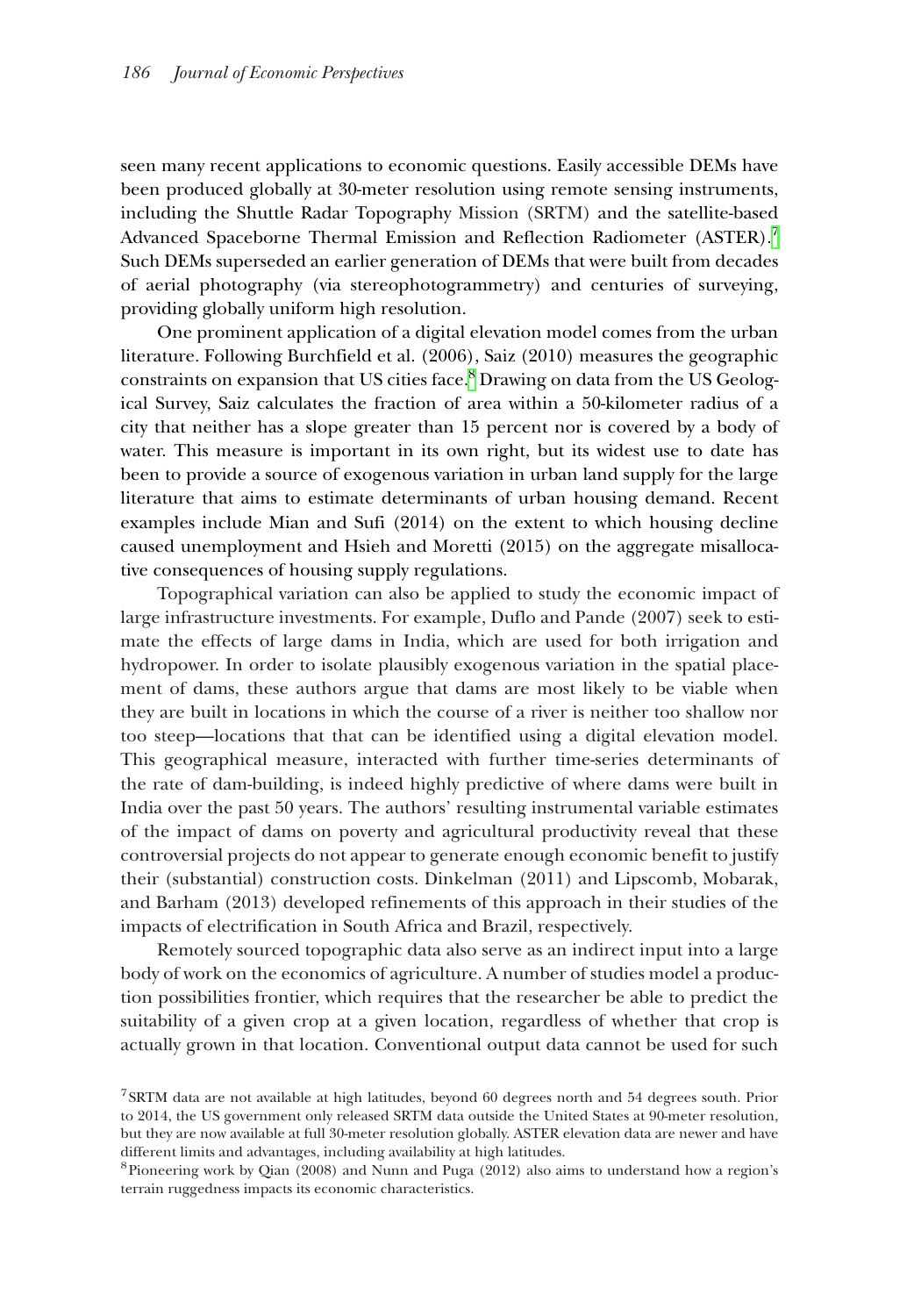seen many recent applications to economic questions. Easily accessible DEMs have been produced globally at 30-meter resolution using remote sensing instruments, including the Shuttle Radar Topography Mission (SRTM) and the satellite-based Advanced Spaceborne Thermal Emission and Reflection Radiometer (ASTER).[7] Such DEMs superseded an earlier generation of DEMs that were built from decades of aerial photography (via stereophotogrammetry) and centuries of surveying, providing globally uniform high resolution.

One prominent application of a digital elevation model comes from the urban literature. Following Burchfield et al. (2006), Saiz (2010) measures the geographic constraints on expansion that US cities face.[8] Drawing on data from the US Geological Survey, Saiz calculates the fraction of area within a 50-kilometer radius of a city that neither has a slope greater than 15 percent nor is covered by a body of water. This measure is important in its own right, but its widest use to date has been to provide a source of exogenous variation in urban land supply for the large literature that aims to estimate determinants of urban housing demand. Recent examples include Mian and Sufi (2014) on the extent to which housing decline caused unemployment and Hsieh and Moretti (2015) on the aggregate misallocative consequences of housing supply regulations.

Topographical variation can also be applied to study the economic impact of large infrastructure investments. For example, Duflo and Pande (2007) seek to estimate the effects of large dams in India, which are used for both irrigation and hydropower. In order to isolate plausibly exogenous variation in the spatial placement of dams, these authors argue that dams are most likely to be viable when they are built in locations in which the course of a river is neither too shallow nor too steep—locations that that can be identified using a digital elevation model. This geographical measure, interacted with further time-series determinants of the rate of dam-building, is indeed highly predictive of where dams were built in India over the past 50 years. The authors' resulting instrumental variable estimates of the impact of dams on poverty and agricultural productivity reveal that these controversial projects do not appear to generate enough economic benefit to justify their (substantial) construction costs. Dinkelman (2011) and Lipscomb, Mobarak, and Barham (2013) developed refinements of this approach in their studies of the impacts of electrification in South Africa and Brazil, respectively.

Remotely sourced topographic data also serve as an indirect input into a large body of work on the economics of agriculture. A number of studies model a production possibilities frontier, which requires that the researcher be able to predict the suitability of a given crop at a given location, regardless of whether that crop is actually grown in that location. Conventional output data cannot be used for such

[7] SRTM data are not available at high latitudes, beyond 60 degrees north and 54 degrees south. Prior to 2014, the US government only released SRTM data outside the United States at 90-meter resolution, but they are now available at full 30-meter resolution globally. ASTER elevation data are newer and have different limits and advantages, including availability at high latitudes.

[8] Pioneering work by Qian (2008) and Nunn and Puga (2012) also aims to understand how a region's terrain ruggedness impacts its economic characteristics.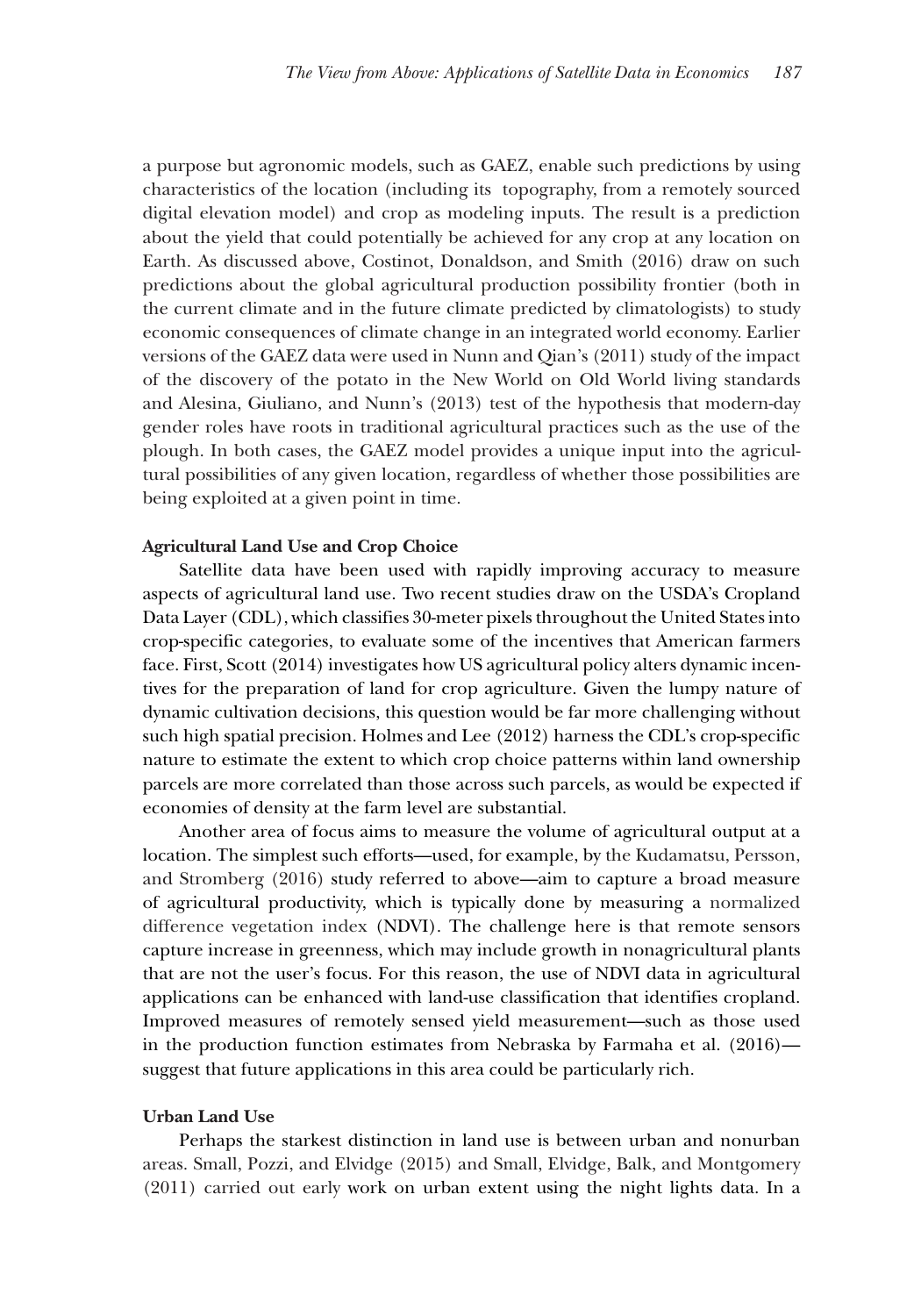a purpose but agronomic models, such as GAEZ, enable such predictions by using characteristics of the location (including its topography, from a remotely sourced digital elevation model) and crop as modeling inputs. The result is a prediction about the yield that could potentially be achieved for any crop at any location on Earth. As discussed above, Costinot, Donaldson, and Smith (2016) draw on such predictions about the global agricultural production possibility frontier (both in the current climate and in the future climate predicted by climatologists) to study economic consequences of climate change in an integrated world economy. Earlier versions of the GAEZ data were used in Nunn and Qian's (2011) study of the impact of the discovery of the potato in the New World on Old World living standards and Alesina, Giuliano, and Nunn's (2013) test of the hypothesis that modern-day gender roles have roots in traditional agricultural practices such as the use of the plough. In both cases, the GAEZ model provides a unique input into the agricultural possibilities of any given location, regardless of whether those possibilities are being exploited at a given point in time.

**Agricultural Land Use and Crop Choice**

Satellite data have been used with rapidly improving accuracy to measure aspects of agricultural land use. Two recent studies draw on the USDA's Cropland Data Layer (CDL), which classifies 30-meter pixels throughout the United States into crop-specific categories, to evaluate some of the incentives that American farmers face. First, Scott (2014) investigates how US agricultural policy alters dynamic incentives for the preparation of land for crop agriculture. Given the lumpy nature of dynamic cultivation decisions, this question would be far more challenging without such high spatial precision. Holmes and Lee (2012) harness the CDL's crop-specific nature to estimate the extent to which crop choice patterns within land ownership parcels are more correlated than those across such parcels, as would be expected if economies of density at the farm level are substantial.

Another area of focus aims to measure the volume of agricultural output at a location. The simplest such efforts—used, for example, by the Kudamatsu, Persson, and Stromberg (2016) study referred to above—aim to capture a broad measure of agricultural productivity, which is typically done by measuring a normalized difference vegetation index (NDVI). The challenge here is that remote sensors capture increase in greenness, which may include growth in nonagricultural plants that are not the user's focus. For this reason, the use of NDVI data in agricultural applications can be enhanced with land-use classification that identifies cropland. Improved measures of remotely sensed yield measurement—such as those used in the production function estimates from Nebraska by Farmaha et al. (2016)—suggest that future applications in this area could be particularly rich.

**Urban Land Use**

Perhaps the starkest distinction in land use is between urban and nonurban areas. Small, Pozzi, and Elvidge (2015) and Small, Elvidge, Balk, and Montgomery (2011) carried out early work on urban extent using the night lights data. In a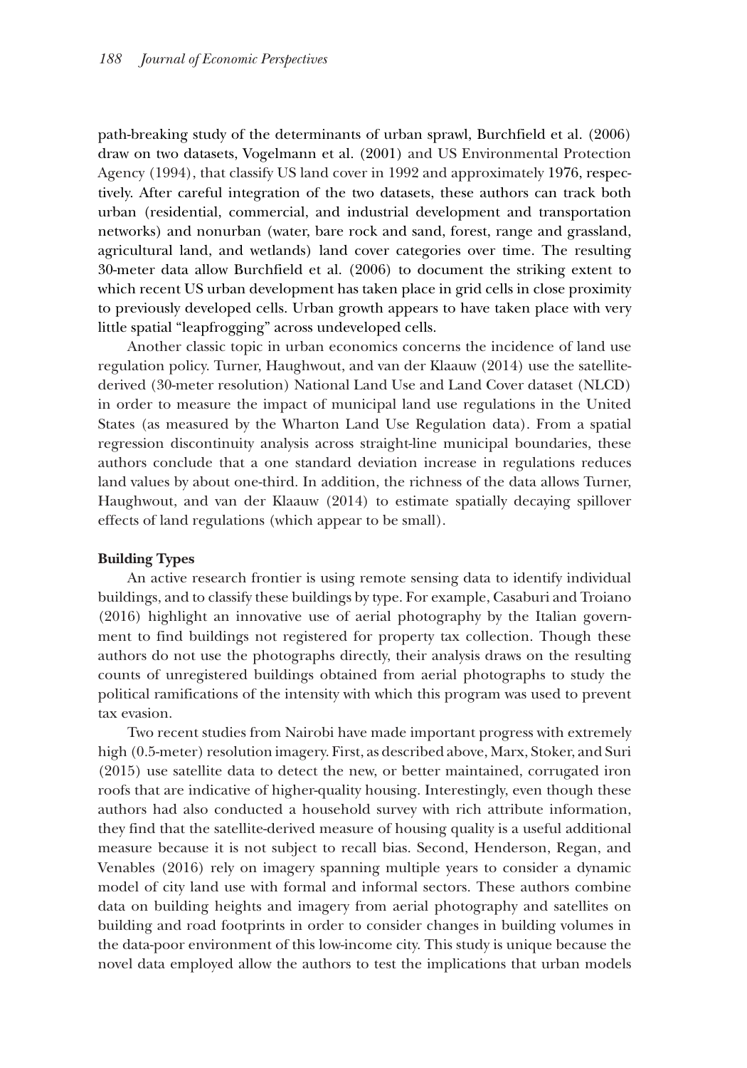path-breaking study of the determinants of urban sprawl, Burchfield et al. (2006) draw on two datasets, Vogelmann et al. (2001) and US Environmental Protection Agency (1994), that classify US land cover in 1992 and approximately 1976, respectively. After careful integration of the two datasets, these authors can track both urban (residential, commercial, and industrial development and transportation networks) and nonurban (water, bare rock and sand, forest, range and grassland, agricultural land, and wetlands) land cover categories over time. The resulting 30-meter data allow Burchfield et al. (2006) to document the striking extent to which recent US urban development has taken place in grid cells in close proximity to previously developed cells. Urban growth appears to have taken place with very little spatial "leapfrogging" across undeveloped cells.

Another classic topic in urban economics concerns the incidence of land use regulation policy. Turner, Haughwout, and van der Klaauw (2014) use the satellite-derived (30-meter resolution) National Land Use and Land Cover dataset (NLCD) in order to measure the impact of municipal land use regulations in the United States (as measured by the Wharton Land Use Regulation data). From a spatial regression discontinuity analysis across straight-line municipal boundaries, these authors conclude that a one standard deviation increase in regulations reduces land values by about one-third. In addition, the richness of the data allows Turner, Haughwout, and van der Klaauw (2014) to estimate spatially decaying spillover effects of land regulations (which appear to be small).

**Building Types**

An active research frontier is using remote sensing data to identify individual buildings, and to classify these buildings by type. For example, Casaburi and Troiano (2016) highlight an innovative use of aerial photography by the Italian government to find buildings not registered for property tax collection. Though these authors do not use the photographs directly, their analysis draws on the resulting counts of unregistered buildings obtained from aerial photographs to study the political ramifications of the intensity with which this program was used to prevent tax evasion.

Two recent studies from Nairobi have made important progress with extremely high (0.5-meter) resolution imagery. First, as described above, Marx, Stoker, and Suri (2015) use satellite data to detect the new, or better maintained, corrugated iron roofs that are indicative of higher-quality housing. Interestingly, even though these authors had also conducted a household survey with rich attribute information, they find that the satellite-derived measure of housing quality is a useful additional measure because it is not subject to recall bias. Second, Henderson, Regan, and Venables (2016) rely on imagery spanning multiple years to consider a dynamic model of city land use with formal and informal sectors. These authors combine data on building heights and imagery from aerial photography and satellites on building and road footprints in order to consider changes in building volumes in the data-poor environment of this low-income city. This study is unique because the novel data employed allow the authors to test the implications that urban models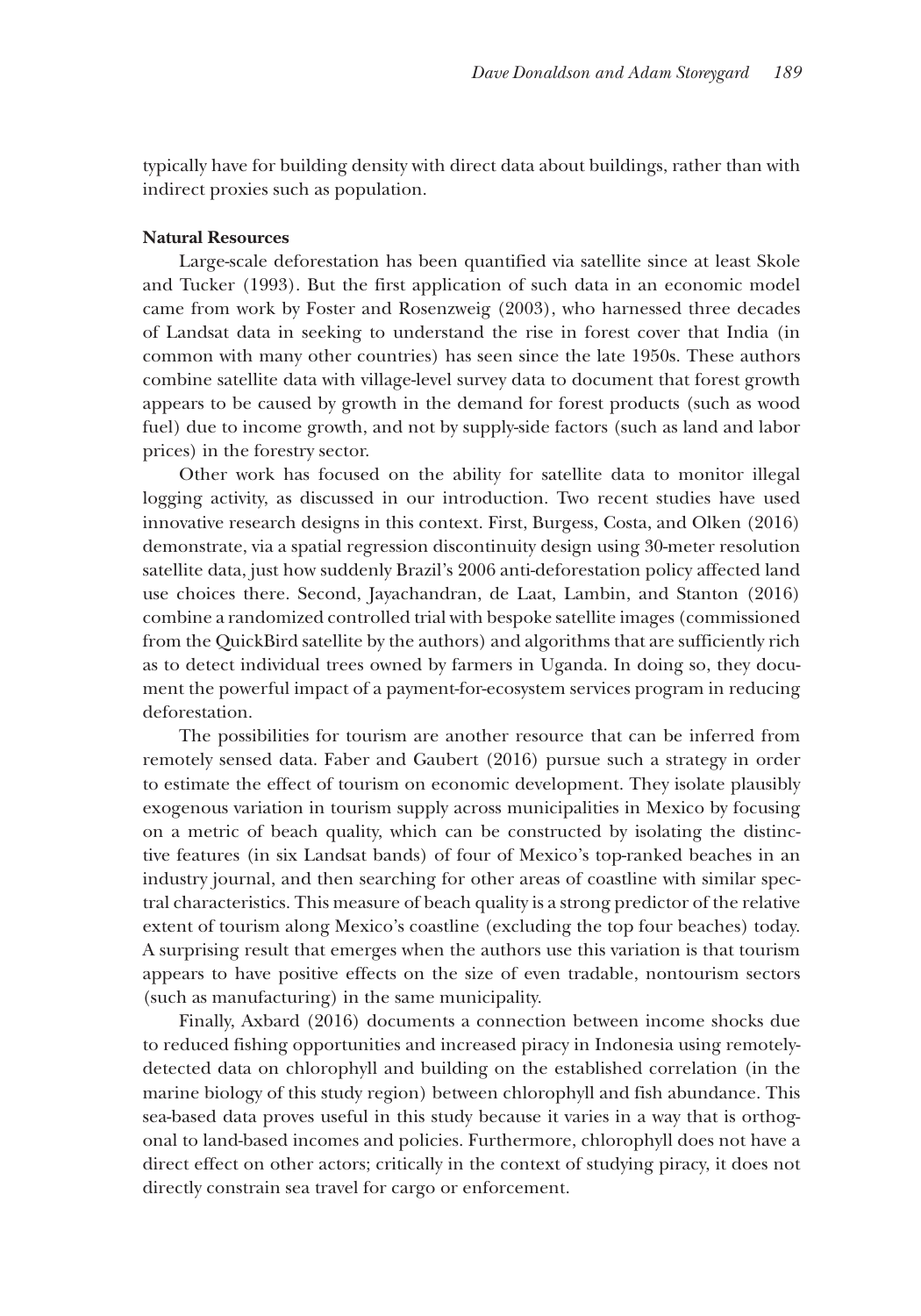typically have for building density with direct data about buildings, rather than with indirect proxies such as population.

### Natural Resources

Large-scale deforestation has been quantified via satellite since at least Skole and Tucker (1993). But the first application of such data in an economic model came from work by Foster and Rosenzweig (2003), who harnessed three decades of Landsat data in seeking to understand the rise in forest cover that India (in common with many other countries) has seen since the late 1950s. These authors combine satellite data with village-level survey data to document that forest growth appears to be caused by growth in the demand for forest products (such as wood fuel) due to income growth, and not by supply-side factors (such as land and labor prices) in the forestry sector.

Other work has focused on the ability for satellite data to monitor illegal logging activity, as discussed in our introduction. Two recent studies have used innovative research designs in this context. First, Burgess, Costa, and Olken (2016) demonstrate, via a spatial regression discontinuity design using 30-meter resolution satellite data, just how suddenly Brazil's 2006 anti-deforestation policy affected land use choices there. Second, Jayachandran, de Laat, Lambin, and Stanton (2016) combine a randomized controlled trial with bespoke satellite images (commissioned from the QuickBird satellite by the authors) and algorithms that are sufficiently rich as to detect individual trees owned by farmers in Uganda. In doing so, they document the powerful impact of a payment-for-ecosystem services program in reducing deforestation.

The possibilities for tourism are another resource that can be inferred from remotely sensed data. Faber and Gaubert (2016) pursue such a strategy in order to estimate the effect of tourism on economic development. They isolate plausibly exogenous variation in tourism supply across municipalities in Mexico by focusing on a metric of beach quality, which can be constructed by isolating the distinctive features (in six Landsat bands) of four of Mexico's top-ranked beaches in an industry journal, and then searching for other areas of coastline with similar spectral characteristics. This measure of beach quality is a strong predictor of the relative extent of tourism along Mexico's coastline (excluding the top four beaches) today. A surprising result that emerges when the authors use this variation is that tourism appears to have positive effects on the size of even tradable, nontourism sectors (such as manufacturing) in the same municipality.

Finally, Axbard (2016) documents a connection between income shocks due to reduced fishing opportunities and increased piracy in Indonesia using remotely-detected data on chlorophyll and building on the established correlation (in the marine biology of this study region) between chlorophyll and fish abundance. This sea-based data proves useful in this study because it varies in a way that is orthogonal to land-based incomes and policies. Furthermore, chlorophyll does not have a direct effect on other actors; critically in the context of studying piracy, it does not directly constrain sea travel for cargo or enforcement.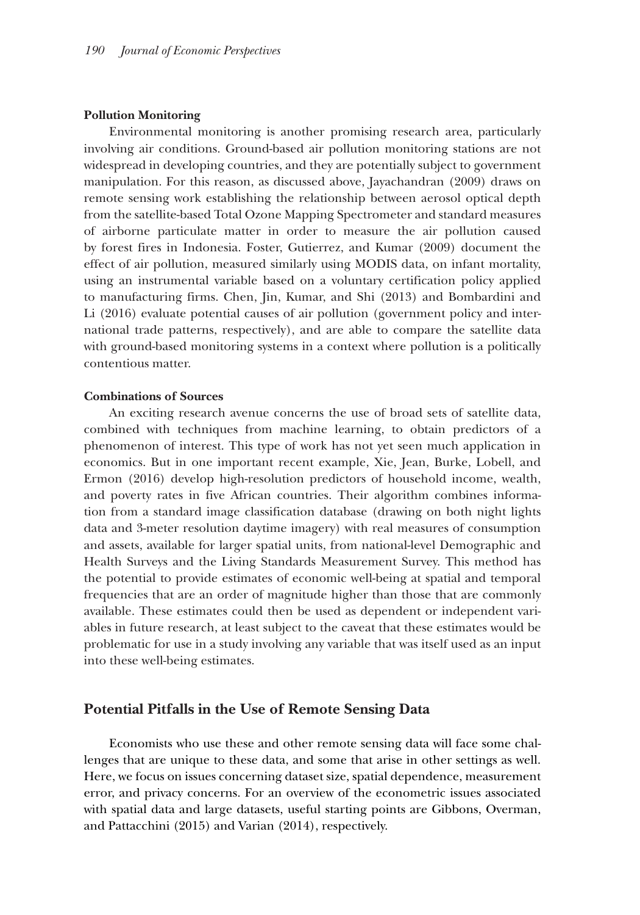#### Pollution Monitoring

Environmental monitoring is another promising research area, particularly involving air conditions. Ground-based air pollution monitoring stations are not widespread in developing countries, and they are potentially subject to government manipulation. For this reason, as discussed above, Jayachandran (2009) draws on remote sensing work establishing the relationship between aerosol optical depth from the satellite-based Total Ozone Mapping Spectrometer and standard measures of airborne particulate matter in order to measure the air pollution caused by forest fires in Indonesia. Foster, Gutierrez, and Kumar (2009) document the effect of air pollution, measured similarly using MODIS data, on infant mortality, using an instrumental variable based on a voluntary certification policy applied to manufacturing firms. Chen, Jin, Kumar, and Shi (2013) and Bombardini and Li (2016) evaluate potential causes of air pollution (government policy and international trade patterns, respectively), and are able to compare the satellite data with ground-based monitoring systems in a context where pollution is a politically contentious matter.

#### Combinations of Sources

An exciting research avenue concerns the use of broad sets of satellite data, combined with techniques from machine learning, to obtain predictors of a phenomenon of interest. This type of work has not yet seen much application in economics. But in one important recent example, Xie, Jean, Burke, Lobell, and Ermon (2016) develop high-resolution predictors of household income, wealth, and poverty rates in five African countries. Their algorithm combines information from a standard image classification database (drawing on both night lights data and 3-meter resolution daytime imagery) with real measures of consumption and assets, available for larger spatial units, from national-level Demographic and Health Surveys and the Living Standards Measurement Survey. This method has the potential to provide estimates of economic well-being at spatial and temporal frequencies that are an order of magnitude higher than those that are commonly available. These estimates could then be used as dependent or independent variables in future research, at least subject to the caveat that these estimates would be problematic for use in a study involving any variable that was itself used as an input into these well-being estimates.

## Potential Pitfalls in the Use of Remote Sensing Data

Economists who use these and other remote sensing data will face some challenges that are unique to these data, and some that arise in other settings as well. Here, we focus on issues concerning dataset size, spatial dependence, measurement error, and privacy concerns. For an overview of the econometric issues associated with spatial data and large datasets, useful starting points are Gibbons, Overman, and Pattacchini (2015) and Varian (2014), respectively.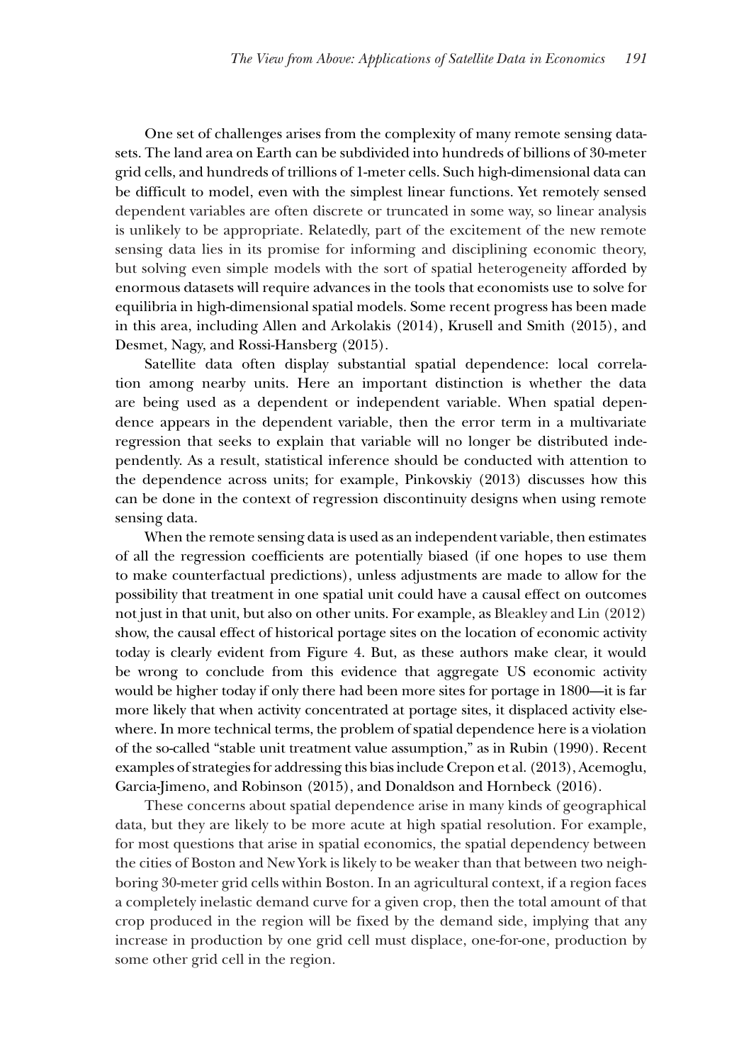One set of challenges arises from the complexity of many remote sensing datasets. The land area on Earth can be subdivided into hundreds of billions of 30-meter grid cells, and hundreds of trillions of 1-meter cells. Such high-dimensional data can be difficult to model, even with the simplest linear functions. Yet remotely sensed dependent variables are often discrete or truncated in some way, so linear analysis is unlikely to be appropriate. Relatedly, part of the excitement of the new remote sensing data lies in its promise for informing and disciplining economic theory, but solving even simple models with the sort of spatial heterogeneity afforded by enormous datasets will require advances in the tools that economists use to solve for equilibria in high-dimensional spatial models. Some recent progress has been made in this area, including Allen and Arkolakis (2014), Krusell and Smith (2015), and Desmet, Nagy, and Rossi-Hansberg (2015).

Satellite data often display substantial spatial dependence: local correlation among nearby units. Here an important distinction is whether the data are being used as a dependent or independent variable. When spatial dependence appears in the dependent variable, then the error term in a multivariate regression that seeks to explain that variable will no longer be distributed independently. As a result, statistical inference should be conducted with attention to the dependence across units; for example, Pinkovskiy (2013) discusses how this can be done in the context of regression discontinuity designs when using remote sensing data.

When the remote sensing data is used as an independent variable, then estimates of all the regression coefficients are potentially biased (if one hopes to use them to make counterfactual predictions), unless adjustments are made to allow for the possibility that treatment in one spatial unit could have a causal effect on outcomes not just in that unit, but also on other units. For example, as Bleakley and Lin (2012) show, the causal effect of historical portage sites on the location of economic activity today is clearly evident from Figure 4. But, as these authors make clear, it would be wrong to conclude from this evidence that aggregate US economic activity would be higher today if only there had been more sites for portage in 1800—it is far more likely that when activity concentrated at portage sites, it displaced activity elsewhere. In more technical terms, the problem of spatial dependence here is a violation of the so-called "stable unit treatment value assumption," as in Rubin (1990). Recent examples of strategies for addressing this bias include Crepon et al. (2013), Acemoglu, Garcia-Jimeno, and Robinson (2015), and Donaldson and Hornbeck (2016).

These concerns about spatial dependence arise in many kinds of geographical data, but they are likely to be more acute at high spatial resolution. For example, for most questions that arise in spatial economics, the spatial dependency between the cities of Boston and New York is likely to be weaker than that between two neighboring 30-meter grid cells within Boston. In an agricultural context, if a region faces a completely inelastic demand curve for a given crop, then the total amount of that crop produced in the region will be fixed by the demand side, implying that any increase in production by one grid cell must displace, one-for-one, production by some other grid cell in the region.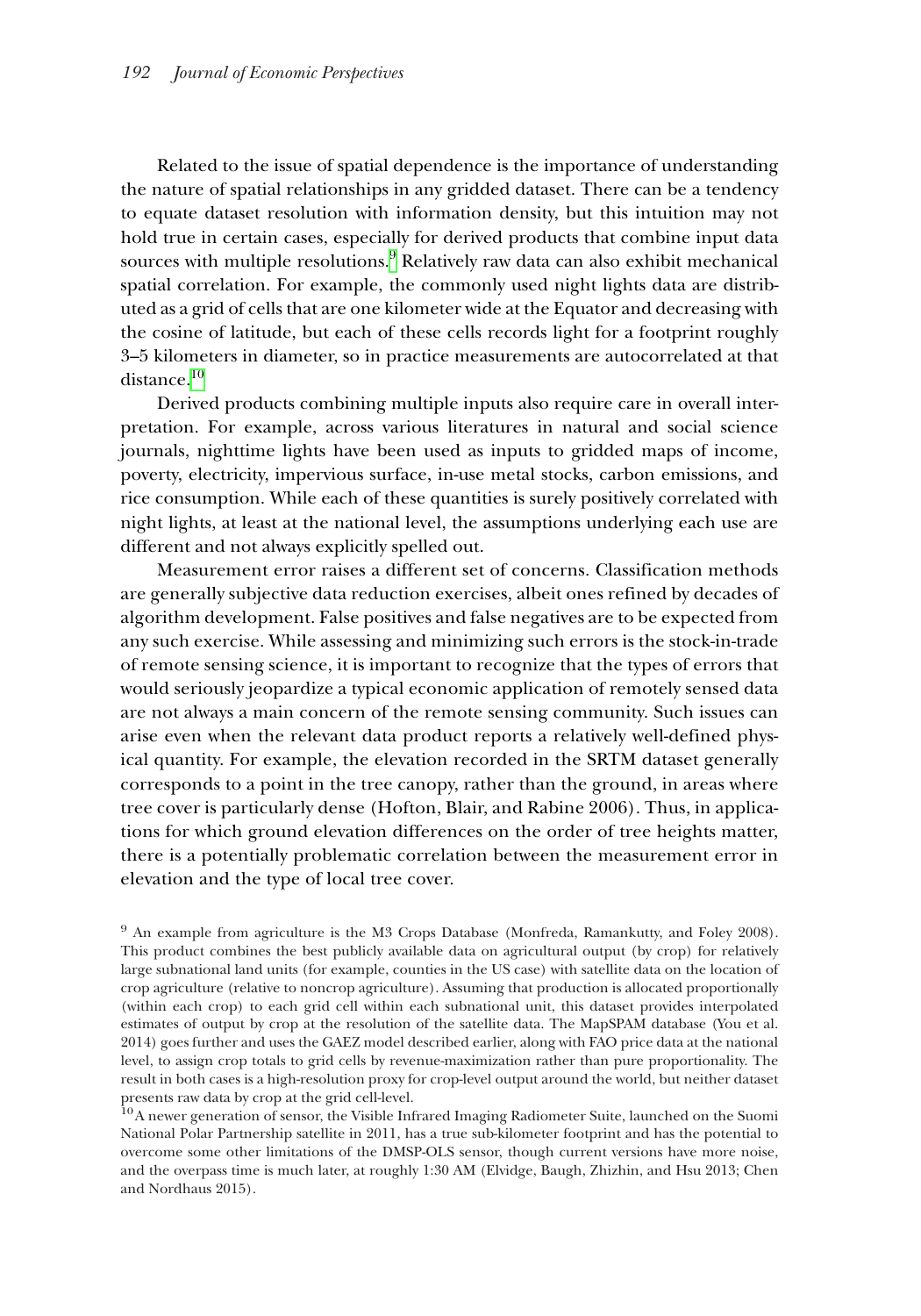Related to the issue of spatial dependence is the importance of understanding the nature of spatial relationships in any gridded dataset. There can be a tendency to equate dataset resolution with information density, but this intuition may not hold true in certain cases, especially for derived products that combine input data sources with multiple resolutions.[9] Relatively raw data can also exhibit mechanical spatial correlation. For example, the commonly used night lights data are distributed as a grid of cells that are one kilometer wide at the Equator and decreasing with the cosine of latitude, but each of these cells records light for a footprint roughly 3–5 kilometers in diameter, so in practice measurements are autocorrelated at that distance.[10]

Derived products combining multiple inputs also require care in overall interpretation. For example, across various literatures in natural and social science journals, nighttime lights have been used as inputs to gridded maps of income, poverty, electricity, impervious surface, in-use metal stocks, carbon emissions, and rice consumption. While each of these quantities is surely positively correlated with night lights, at least at the national level, the assumptions underlying each use are different and not always explicitly spelled out.

Measurement error raises a different set of concerns. Classification methods are generally subjective data reduction exercises, albeit ones refined by decades of algorithm development. False positives and false negatives are to be expected from any such exercise. While assessing and minimizing such errors is the stock-in-trade of remote sensing science, it is important to recognize that the types of errors that would seriously jeopardize a typical economic application of remotely sensed data are not always a main concern of the remote sensing community. Such issues can arise even when the relevant data product reports a relatively well-defined physical quantity. For example, the elevation recorded in the SRTM dataset generally corresponds to a point in the tree canopy, rather than the ground, in areas where tree cover is particularly dense (Hofton, Blair, and Rabine 2006). Thus, in applications for which ground elevation differences on the order of tree heights matter, there is a potentially problematic correlation between the measurement error in elevation and the type of local tree cover.

[9] An example from agriculture is the M3 Crops Database (Monfreda, Ramankutty, and Foley 2008). This product combines the best publicly available data on agricultural output (by crop) for relatively large subnational land units (for example, counties in the US case) with satellite data on the location of crop agriculture (relative to noncrop agriculture). Assuming that production is allocated proportionally (within each crop) to each grid cell within each subnational unit, this dataset provides interpolated estimates of output by crop at the resolution of the satellite data. The MapSPAM database (You et al. 2014) goes further and uses the GAEZ model described earlier, along with FAO price data at the national level, to assign crop totals to grid cells by revenue-maximization rather than pure proportionality. The result in both cases is a high-resolution proxy for crop-level output around the world, but neither dataset presents raw data by crop at the grid cell-level.

[10] A newer generation of sensor, the Visible Infrared Imaging Radiometer Suite, launched on the Suomi National Polar Partnership satellite in 2011, has a true sub-kilometer footprint and has the potential to overcome some other limitations of the DMSP-OLS sensor, though current versions have more noise, and the overpass time is much later, at roughly 1:30 AM (Elvidge, Baugh, Zhizhin, and Hsu 2013; Chen and Nordhaus 2015).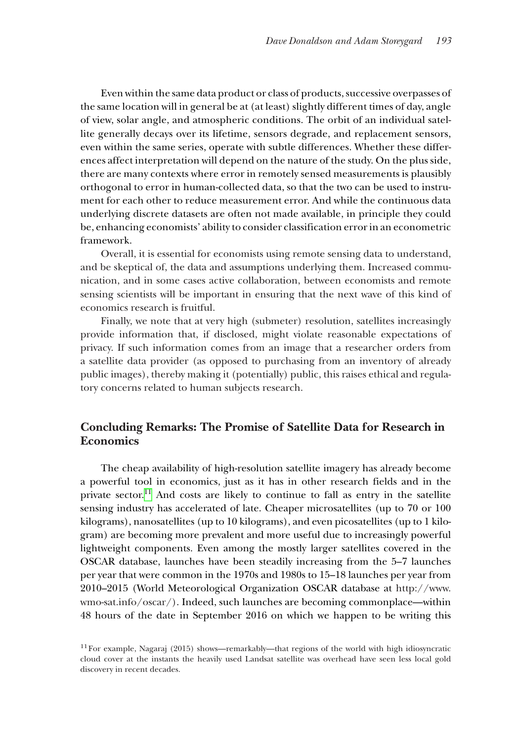Even within the same data product or class of products, successive overpasses of the same location will in general be at (at least) slightly different times of day, angle of view, solar angle, and atmospheric conditions. The orbit of an individual satellite generally decays over its lifetime, sensors degrade, and replacement sensors, even within the same series, operate with subtle differences. Whether these differences affect interpretation will depend on the nature of the study. On the plus side, there are many contexts where error in remotely sensed measurements is plausibly orthogonal to error in human-collected data, so that the two can be used to instrument for each other to reduce measurement error. And while the continuous data underlying discrete datasets are often not made available, in principle they could be, enhancing economists' ability to consider classification error in an econometric framework.

Overall, it is essential for economists using remote sensing data to understand, and be skeptical of, the data and assumptions underlying them. Increased communication, and in some cases active collaboration, between economists and remote sensing scientists will be important in ensuring that the next wave of this kind of economics research is fruitful.

Finally, we note that at very high (submeter) resolution, satellites increasingly provide information that, if disclosed, might violate reasonable expectations of privacy. If such information comes from an image that a researcher orders from a satellite data provider (as opposed to purchasing from an inventory of already public images), thereby making it (potentially) public, this raises ethical and regulatory concerns related to human subjects research.

## Concluding Remarks: The Promise of Satellite Data for Research in Economics

The cheap availability of high-resolution satellite imagery has already become a powerful tool in economics, just as it has in other research fields and in the private sector.[11] And costs are likely to continue to fall as entry in the satellite sensing industry has accelerated of late. Cheaper microsatellites (up to 70 or 100 kilograms), nanosatellites (up to 10 kilograms), and even picosatellites (up to 1 kilogram) are becoming more prevalent and more useful due to increasingly powerful lightweight components. Even among the mostly larger satellites covered in the OSCAR database, launches have been steadily increasing from the 5–7 launches per year that were common in the 1970s and 1980s to 15–18 launches per year from 2010–2015 (World Meteorological Organization OSCAR database at http://www.wmo-sat.info/oscar/). Indeed, such launches are becoming commonplace—within 48 hours of the date in September 2016 on which we happen to be writing this

[11] For example, Nagaraj (2015) shows—remarkably—that regions of the world with high idiosyncratic cloud cover at the instants the heavily used Landsat satellite was overhead have seen less local gold discovery in recent decades.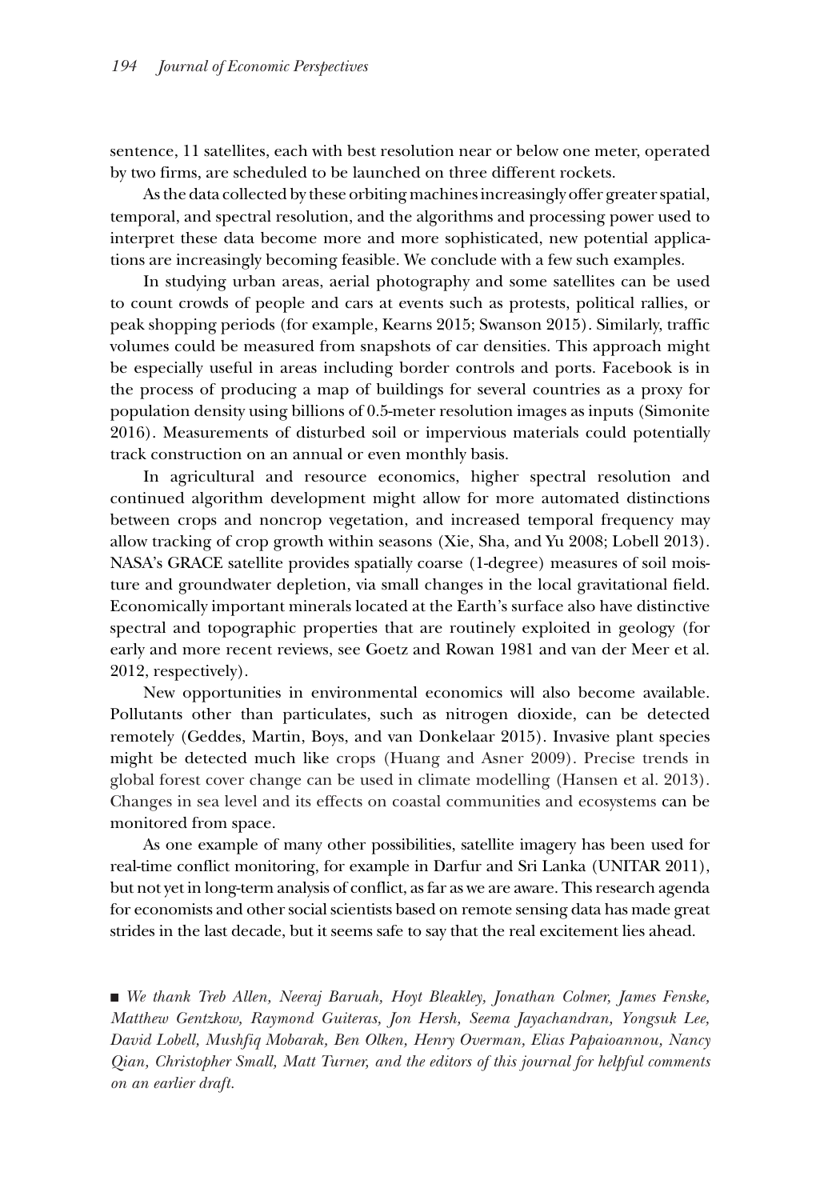sentence, 11 satellites, each with best resolution near or below one meter, operated by two firms, are scheduled to be launched on three different rockets.

As the data collected by these orbiting machines increasingly offer greater spatial, temporal, and spectral resolution, and the algorithms and processing power used to interpret these data become more and more sophisticated, new potential applications are increasingly becoming feasible. We conclude with a few such examples.

In studying urban areas, aerial photography and some satellites can be used to count crowds of people and cars at events such as protests, political rallies, or peak shopping periods (for example, Kearns 2015; Swanson 2015). Similarly, traffic volumes could be measured from snapshots of car densities. This approach might be especially useful in areas including border controls and ports. Facebook is in the process of producing a map of buildings for several countries as a proxy for population density using billions of 0.5-meter resolution images as inputs (Simonite 2016). Measurements of disturbed soil or impervious materials could potentially track construction on an annual or even monthly basis.

In agricultural and resource economics, higher spectral resolution and continued algorithm development might allow for more automated distinctions between crops and noncrop vegetation, and increased temporal frequency may allow tracking of crop growth within seasons (Xie, Sha, and Yu 2008; Lobell 2013). NASA's GRACE satellite provides spatially coarse (1-degree) measures of soil moisture and groundwater depletion, via small changes in the local gravitational field. Economically important minerals located at the Earth's surface also have distinctive spectral and topographic properties that are routinely exploited in geology (for early and more recent reviews, see Goetz and Rowan 1981 and van der Meer et al. 2012, respectively).

New opportunities in environmental economics will also become available. Pollutants other than particulates, such as nitrogen dioxide, can be detected remotely (Geddes, Martin, Boys, and van Donkelaar 2015). Invasive plant species might be detected much like crops (Huang and Asner 2009). Precise trends in global forest cover change can be used in climate modelling (Hansen et al. 2013). Changes in sea level and its effects on coastal communities and ecosystems can be monitored from space.

As one example of many other possibilities, satellite imagery has been used for real-time conflict monitoring, for example in Darfur and Sri Lanka (UNITAR 2011), but not yet in long-term analysis of conflict, as far as we are aware. This research agenda for economists and other social scientists based on remote sensing data has made great strides in the last decade, but it seems safe to say that the real excitement lies ahead.

■ *We thank Treb Allen, Neeraj Baruah, Hoyt Bleakley, Jonathan Colmer, James Fenske, Matthew Gentzkow, Raymond Guiteras, Jon Hersh, Seema Jayachandran, Yongsuk Lee, David Lobell, Mushfiq Mobarak, Ben Olken, Henry Overman, Elias Papaioannou, Nancy Qian, Christopher Small, Matt Turner, and the editors of this journal for helpful comments on an earlier draft.*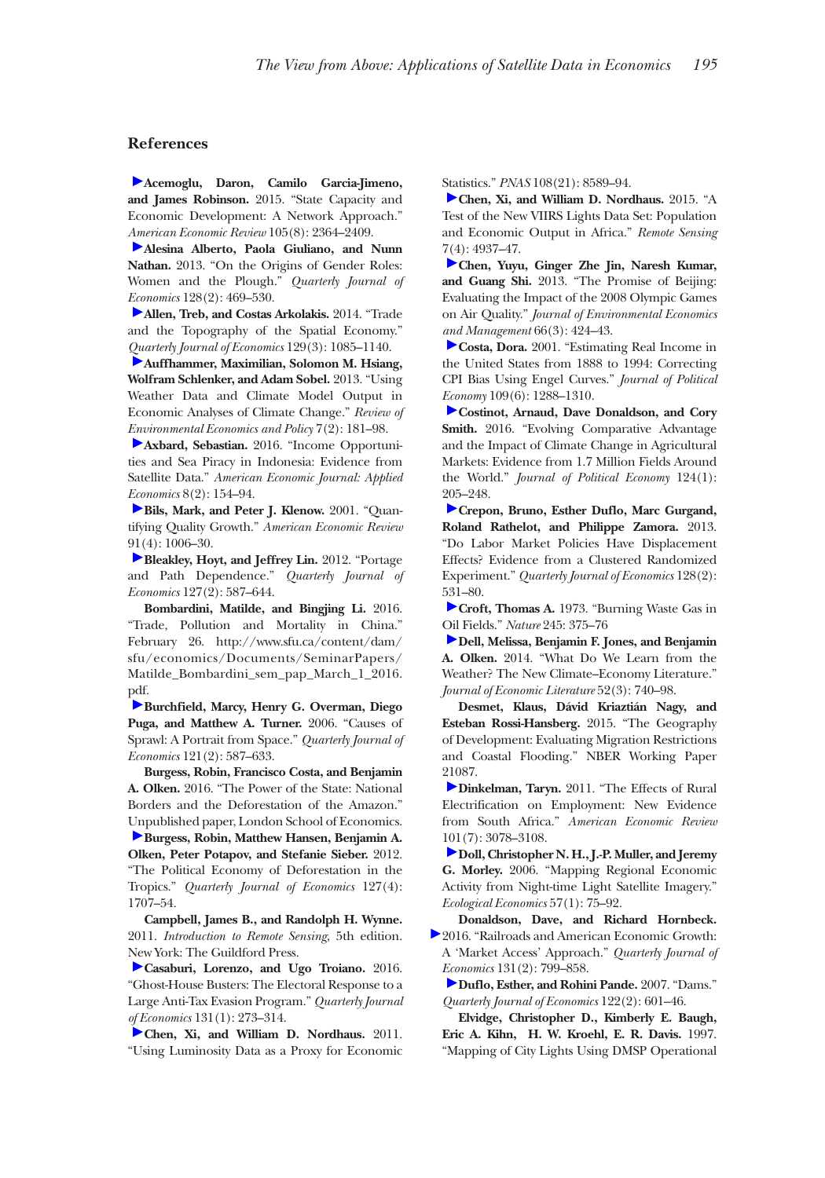## References

**Acemoglu, Daron, Camilo Garcia-Jimeno, and James Robinson.** 2015. "State Capacity and Economic Development: A Network Approach." *American Economic Review* 105(8): 2364–2409.

**Alesina Alberto, Paola Giuliano, and Nunn Nathan.** 2013. "On the Origins of Gender Roles: Women and the Plough." *Quarterly Journal of Economics* 128(2): 469–530.

**Allen, Treb, and Costas Arkolakis.** 2014. "Trade and the Topography of the Spatial Economy." *Quarterly Journal of Economics* 129(3): 1085–1140.

**Auffhammer, Maximilian, Solomon M. Hsiang, Wolfram Schlenker, and Adam Sobel.** 2013. "Using Weather Data and Climate Model Output in Economic Analyses of Climate Change." *Review of Environmental Economics and Policy* 7(2): 181–98.

**Axbard, Sebastian.** 2016. "Income Opportunities and Sea Piracy in Indonesia: Evidence from Satellite Data." *American Economic Journal: Applied Economics* 8(2): 154–94.

**Bils, Mark, and Peter J. Klenow.** 2001. "Quantifying Quality Growth." *American Economic Review* 91(4): 1006–30.

**Bleakley, Hoyt, and Jeffrey Lin.** 2012. "Portage and Path Dependence." *Quarterly Journal of Economics* 127(2): 587–644.

**Bombardini, Matilde, and Bingjing Li.** 2016. "Trade, Pollution and Mortality in China." February 26. http://www.sfu.ca/content/dam/sfu/economics/Documents/SeminarPapers/Matilde_Bombardini_sem_pap_March_1_2016.pdf.

**Burchfield, Marcy, Henry G. Overman, Diego Puga, and Matthew A. Turner.** 2006. "Causes of Sprawl: A Portrait from Space." *Quarterly Journal of Economics* 121(2): 587–633.

**Burgess, Robin, Francisco Costa, and Benjamin A. Olken.** 2016. "The Power of the State: National Borders and the Deforestation of the Amazon." Unpublished paper, London School of Economics.

**Burgess, Robin, Matthew Hansen, Benjamin A. Olken, Peter Potapov, and Stefanie Sieber.** 2012. "The Political Economy of Deforestation in the Tropics." *Quarterly Journal of Economics* 127(4): 1707–54.

**Campbell, James B., and Randolph H. Wynne.** 2011. *Introduction to Remote Sensing*, 5th edition. New York: The Guildford Press.

**Casaburi, Lorenzo, and Ugo Troiano.** 2016. "Ghost-House Busters: The Electoral Response to a Large Anti-Tax Evasion Program." *Quarterly Journal of Economics* 131(1): 273–314.

**Chen, Xi, and William D. Nordhaus.** 2011. "Using Luminosity Data as a Proxy for Economic Statistics." *PNAS* 108(21): 8589–94.

**Chen, Xi, and William D. Nordhaus.** 2015. "A Test of the New VIIRS Lights Data Set: Population and Economic Output in Africa." *Remote Sensing* 7(4): 4937–47.

**Chen, Yuyu, Ginger Zhe Jin, Naresh Kumar, and Guang Shi.** 2013. "The Promise of Beijing: Evaluating the Impact of the 2008 Olympic Games on Air Quality." *Journal of Environmental Economics and Management* 66(3): 424–43.

**Costa, Dora.** 2001. "Estimating Real Income in the United States from 1888 to 1994: Correcting CPI Bias Using Engel Curves." *Journal of Political Economy* 109(6): 1288–1310.

**Costinot, Arnaud, Dave Donaldson, and Cory Smith.** 2016. "Evolving Comparative Advantage and the Impact of Climate Change in Agricultural Markets: Evidence from 1.7 Million Fields Around the World." *Journal of Political Economy* 124(1): 205–248.

**Crepon, Bruno, Esther Duflo, Marc Gurgand, Roland Rathelot, and Philippe Zamora.** 2013. "Do Labor Market Policies Have Displacement Effects? Evidence from a Clustered Randomized Experiment." *Quarterly Journal of Economics* 128(2): 531–80.

**Croft, Thomas A.** 1973. "Burning Waste Gas in Oil Fields." *Nature* 245: 375–76

**Dell, Melissa, Benjamin F. Jones, and Benjamin A. Olken.** 2014. "What Do We Learn from the Weather? The New Climate–Economy Literature." *Journal of Economic Literature* 52(3): 740–98.

**Desmet, Klaus, Dávid Kriaztián Nagy, and Esteban Rossi-Hansberg.** 2015. "The Geography of Development: Evaluating Migration Restrictions and Coastal Flooding." NBER Working Paper 21087.

**Dinkelman, Taryn.** 2011. "The Effects of Rural Electrification on Employment: New Evidence from South Africa." *American Economic Review* 101(7): 3078–3108.

**Doll, Christopher N. H., J.-P. Muller, and Jeremy G. Morley.** 2006. "Mapping Regional Economic Activity from Night-time Light Satellite Imagery." *Ecological Economics* 57(1): 75–92.

**Donaldson, Dave, and Richard Hornbeck.** 2016. "Railroads and American Economic Growth: A 'Market Access' Approach." *Quarterly Journal of Economics* 131(2): 799–858.

**Duflo, Esther, and Rohini Pande.** 2007. "Dams." *Quarterly Journal of Economics* 122(2): 601–46.

**Elvidge, Christopher D., Kimberly E. Baugh, Eric A. Kihn, H. W. Kroehl, E. R. Davis.** 1997. "Mapping of City Lights Using DMSP Operational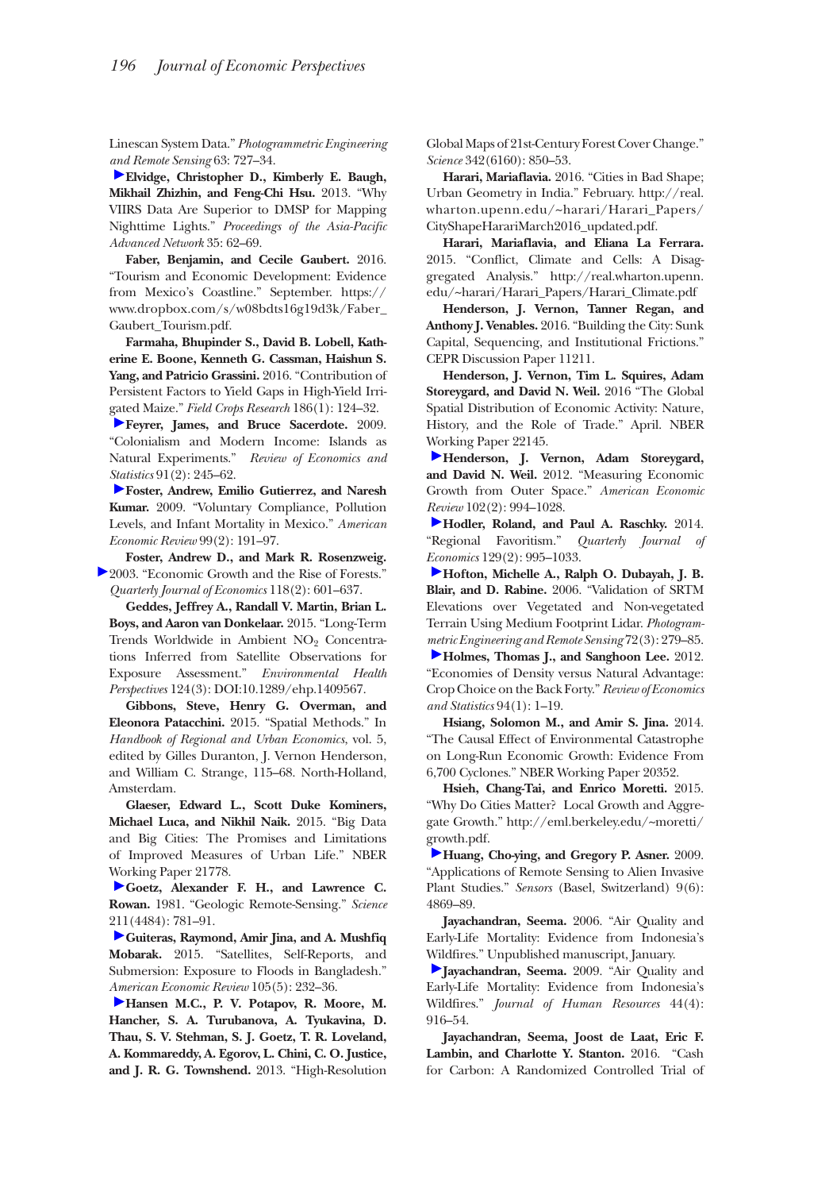Linescan System Data." *Photogrammetric Engineering and Remote Sensing* 63: 727–34.

**Elvidge, Christopher D., Kimberly E. Baugh, Mikhail Zhizhin, and Feng-Chi Hsu.** 2013. "Why VIIRS Data Are Superior to DMSP for Mapping Nighttime Lights." *Proceedings of the Asia-Pacific Advanced Network* 35: 62–69.

**Faber, Benjamin, and Cecile Gaubert.** 2016. "Tourism and Economic Development: Evidence from Mexico's Coastline." September. https://www.dropbox.com/s/w08bdts16g19d3k/Faber_Gaubert_Tourism.pdf.

**Farmaha, Bhupinder S., David B. Lobell, Katherine E. Boone, Kenneth G. Cassman, Haishun S. Yang, and Patricio Grassini.** 2016. "Contribution of Persistent Factors to Yield Gaps in High-Yield Irrigated Maize." *Field Crops Research* 186(1): 124–32.

**Feyrer, James, and Bruce Sacerdote.** 2009. "Colonialism and Modern Income: Islands as Natural Experiments." *Review of Economics and Statistics* 91(2): 245–62.

**Foster, Andrew, Emilio Gutierrez, and Naresh Kumar.** 2009. "Voluntary Compliance, Pollution Levels, and Infant Mortality in Mexico." *American Economic Review* 99(2): 191–97.

**Foster, Andrew D., and Mark R. Rosenzweig.** 2003. "Economic Growth and the Rise of Forests." *Quarterly Journal of Economics* 118(2): 601–637.

**Geddes, Jeffrey A., Randall V. Martin, Brian L. Boys, and Aaron van Donkelaar.** 2015. "Long-Term Trends Worldwide in Ambient $NO_2$ Concentrations Inferred from Satellite Observations for Exposure Assessment." *Environmental Health Perspectives* 124(3): DOI:10.1289/ehp.1409567.

**Gibbons, Steve, Henry G. Overman, and Eleonora Patacchini.** 2015. "Spatial Methods." In *Handbook of Regional and Urban Economics,* vol. 5, edited by Gilles Duranton, J. Vernon Henderson, and William C. Strange, 115–68. North-Holland, Amsterdam.

**Glaeser, Edward L., Scott Duke Kominers, Michael Luca, and Nikhil Naik.** 2015. "Big Data and Big Cities: The Promises and Limitations of Improved Measures of Urban Life." NBER Working Paper 21778.

**Goetz, Alexander F. H., and Lawrence C. Rowan.** 1981. "Geologic Remote-Sensing." *Science* 211(4484): 781–91.

**Guiteras, Raymond, Amir Jina, and A. Mushfiq Mobarak.** 2015. "Satellites, Self-Reports, and Submersion: Exposure to Floods in Bangladesh." *American Economic Review* 105(5): 232–36.

**Hansen M.C., P. V. Potapov, R. Moore, M. Hancher, S. A. Turubanova, A. Tyukavina, D. Thau, S. V. Stehman, S. J. Goetz, T. R. Loveland, A. Kommareddy, A. Egorov, L. Chini, C. O. Justice, and J. R. G. Townshend.** 2013. "High-Resolution Global Maps of 21st-Century Forest Cover Change." *Science* 342(6160): 850–53.

**Harari, Mariaflavia.** 2016. "Cities in Bad Shape; Urban Geometry in India." February. http://real.wharton.upenn.edu/~harari/Harari_Papers/CityShapeHarariMarch2016_updated.pdf.

**Harari, Mariaflavia, and Eliana La Ferrara.** 2015. "Conflict, Climate and Cells: A Disaggregated Analysis." http://real.wharton.upenn.edu/~harari/Harari_Papers/Harari_Climate.pdf

**Henderson, J. Vernon, Tanner Regan, and Anthony J. Venables.** 2016. "Building the City: Sunk Capital, Sequencing, and Institutional Frictions." CEPR Discussion Paper 11211.

**Henderson, J. Vernon, Tim L. Squires, Adam Storeygard, and David N. Weil.** 2016 "The Global Spatial Distribution of Economic Activity: Nature, History, and the Role of Trade." April. NBER Working Paper 22145.

**Henderson, J. Vernon, Adam Storeygard, and David N. Weil.** 2012. "Measuring Economic Growth from Outer Space." *American Economic Review* 102(2): 994–1028.

**Hodler, Roland, and Paul A. Raschky.** 2014. "Regional Favoritism." *Quarterly Journal of Economics* 129(2): 995–1033.

**Hofton, Michelle A., Ralph O. Dubayah, J. B. Blair, and D. Rabine.** 2006. "Validation of SRTM Elevations over Vegetated and Non-vegetated Terrain Using Medium Footprint Lidar. *Photogrammetric Engineering and Remote Sensing* 72(3): 279–85.

**Holmes, Thomas J., and Sanghoon Lee.** 2012. "Economies of Density versus Natural Advantage: Crop Choice on the Back Forty." *Review of Economics and Statistics* 94(1): 1–19.

**Hsiang, Solomon M., and Amir S. Jina.** 2014. "The Causal Effect of Environmental Catastrophe on Long-Run Economic Growth: Evidence From 6,700 Cyclones." NBER Working Paper 20352.

**Hsieh, Chang-Tai, and Enrico Moretti.** 2015. "Why Do Cities Matter? Local Growth and Aggregate Growth." http://eml.berkeley.edu/~moretti/growth.pdf.

**Huang, Cho-ying, and Gregory P. Asner.** 2009. "Applications of Remote Sensing to Alien Invasive Plant Studies." *Sensors* (Basel, Switzerland) 9(6): 4869–89.

**Jayachandran, Seema.** 2006. "Air Quality and Early-Life Mortality: Evidence from Indonesia's Wildfires." Unpublished manuscript, January.

**Jayachandran, Seema.** 2009. "Air Quality and Early-Life Mortality: Evidence from Indonesia's Wildfires." *Journal of Human Resources* 44(4): 916–54.

**Jayachandran, Seema, Joost de Laat, Eric F. Lambin, and Charlotte Y. Stanton.** 2016. "Cash for Carbon: A Randomized Controlled Trial of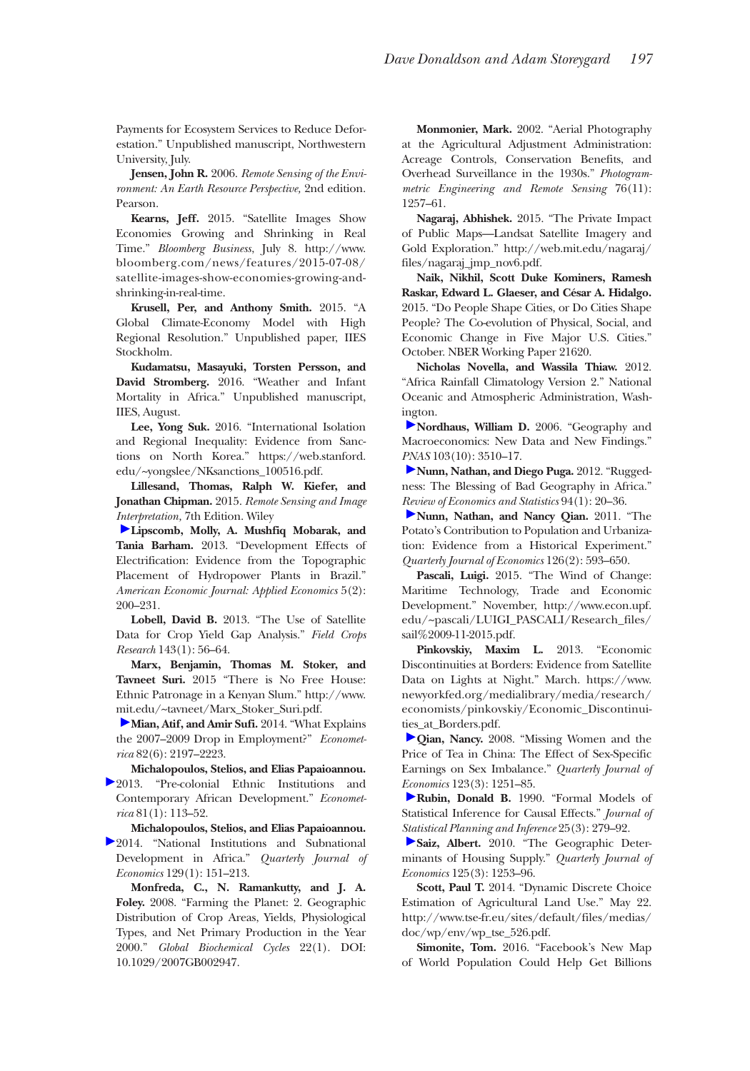Payments for Ecosystem Services to Reduce Deforestation." Unpublished manuscript, Northwestern University, July.

**Jensen, John R.** 2006. *Remote Sensing of the Environment: An Earth Resource Perspective,* 2nd edition. Pearson.

**Kearns, Jeff.** 2015. "Satellite Images Show Economies Growing and Shrinking in Real Time." *Bloomberg Business*, July 8. http://www.bloomberg.com/news/features/2015-07-08/satellite-images-show-economies-growing-and-shrinking-in-real-time.

**Krusell, Per, and Anthony Smith.** 2015. "A Global Climate-Economy Model with High Regional Resolution." Unpublished paper, IIES Stockholm.

**Kudamatsu, Masayuki, Torsten Persson, and David Stromberg.** 2016. "Weather and Infant Mortality in Africa." Unpublished manuscript, IIES, August.

**Lee, Yong Suk.** 2016. "International Isolation and Regional Inequality: Evidence from Sanctions on North Korea." https://web.stanford.edu/~yongslee/NKsanctions_100516.pdf.

**Lillesand, Thomas, Ralph W. Kiefer, and Jonathan Chipman.** 2015. *Remote Sensing and Image Interpretation*, 7th Edition. Wiley

**Lipscomb, Molly, A. Mushfiq Mobarak, and Tania Barham.** 2013. "Development Effects of Electrification: Evidence from the Topographic Placement of Hydropower Plants in Brazil." *American Economic Journal: Applied Economics* 5(2): 200–231.

**Lobell, David B.** 2013. "The Use of Satellite Data for Crop Yield Gap Analysis." *Field Crops Research* 143(1): 56–64.

**Marx, Benjamin, Thomas M. Stoker, and Tavneet Suri.** 2015 "There is No Free House: Ethnic Patronage in a Kenyan Slum." http://www.mit.edu/~tavneet/Marx_Stoker_Suri.pdf.

**Mian, Atif, and Amir Sufi.** 2014. "What Explains the 2007–2009 Drop in Employment?" *Econometrica* 82(6): 2197–2223.

**Michalopoulos, Stelios, and Elias Papaioannou.** 2013. "Pre-colonial Ethnic Institutions and Contemporary African Development." *Econometrica* 81(1): 113–52.

**Michalopoulos, Stelios, and Elias Papaioannou.** 2014. "National Institutions and Subnational Development in Africa." *Quarterly Journal of Economics* 129(1): 151–213.

**Monfreda, C., N. Ramankutty, and J. A. Foley.** 2008. "Farming the Planet: 2. Geographic Distribution of Crop Areas, Yields, Physiological Types, and Net Primary Production in the Year 2000." *Global Biochemical Cycles* 22(1). DOI: 10.1029/2007GB002947.

**Monmonier, Mark.** 2002. "Aerial Photography at the Agricultural Adjustment Administration: Acreage Controls, Conservation Benefits, and Overhead Surveillance in the 1930s." *Photogrammetric Engineering and Remote Sensing* 76(11): 1257–61.

**Nagaraj, Abhishek.** 2015. "The Private Impact of Public Maps—Landsat Satellite Imagery and Gold Exploration." http://web.mit.edu/nagaraj/files/nagaraj_jmp_nov6.pdf.

**Naik, Nikhil, Scott Duke Kominers, Ramesh Raskar, Edward L. Glaeser, and César A. Hidalgo.** 2015. "Do People Shape Cities, or Do Cities Shape People? The Co-evolution of Physical, Social, and Economic Change in Five Major U.S. Cities." October. NBER Working Paper 21620.

**Nicholas Novella, and Wassila Thiaw.** 2012. "Africa Rainfall Climatology Version 2." National Oceanic and Atmospheric Administration, Washington.

**Nordhaus, William D.** 2006. "Geography and Macroeconomics: New Data and New Findings." *PNAS* 103(10): 3510–17.

**Nunn, Nathan, and Diego Puga.** 2012. "Ruggedness: The Blessing of Bad Geography in Africa." *Review of Economics and Statistics* 94(1): 20–36.

**Nunn, Nathan, and Nancy Qian.** 2011. "The Potato's Contribution to Population and Urbanization: Evidence from a Historical Experiment." *Quarterly Journal of Economics* 126(2): 593–650.

**Pascali, Luigi.** 2015. "The Wind of Change: Maritime Technology, Trade and Economic Development." November, http://www.econ.upf.edu/~pascali/LUIGI_PASCALI/Research_files/sail%2009-11-2015.pdf.

**Pinkovskiy, Maxim L.** 2013. "Economic Discontinuities at Borders: Evidence from Satellite Data on Lights at Night." March. https://www.newyorkfed.org/medialibrary/media/research/economists/pinkovskiy/Economic_Discontinuities_at_Borders.pdf.

**Qian, Nancy.** 2008. "Missing Women and the Price of Tea in China: The Effect of Sex-Specific Earnings on Sex Imbalance." *Quarterly Journal of Economics* 123(3): 1251–85.

**Rubin, Donald B.** 1990. "Formal Models of Statistical Inference for Causal Effects." *Journal of Statistical Planning and Inference* 25(3): 279–92.

**Saiz, Albert.** 2010. "The Geographic Determinants of Housing Supply." *Quarterly Journal of Economics* 125(3): 1253–96.

**Scott, Paul T.** 2014. "Dynamic Discrete Choice Estimation of Agricultural Land Use." May 22. http://www.tse-fr.eu/sites/default/files/medias/doc/wp/env/wp_tse_526.pdf.

**Simonite, Tom.** 2016. "Facebook's New Map of World Population Could Help Get Billions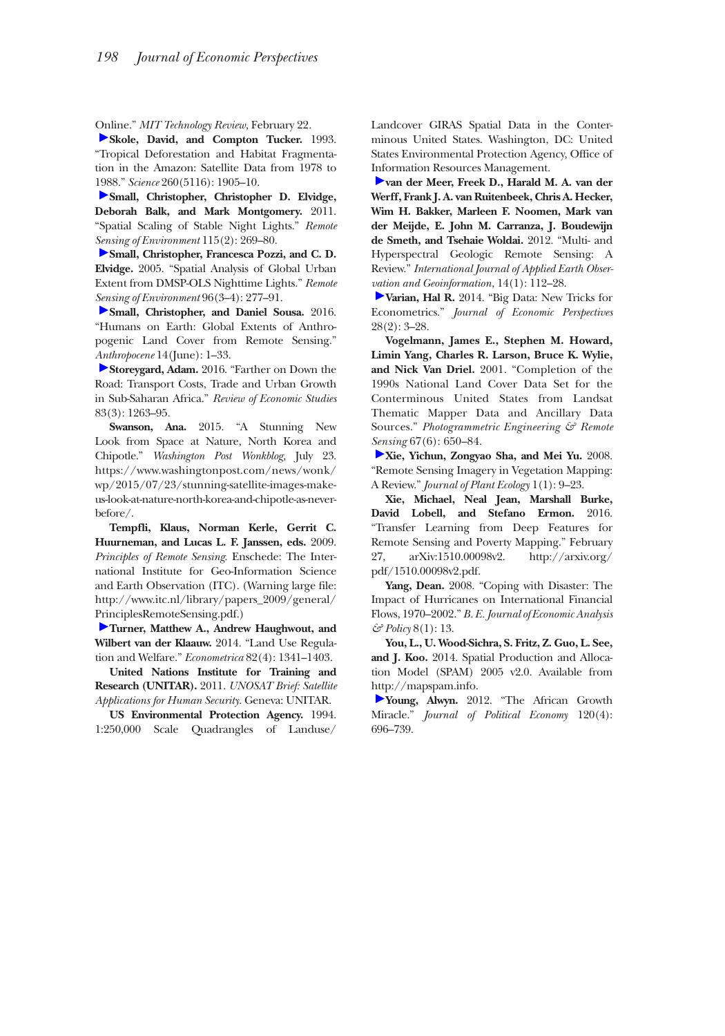Online." *MIT Technology Review*, February 22.

**Skole, David, and Compton Tucker.** 1993. "Tropical Deforestation and Habitat Fragmentation in the Amazon: Satellite Data from 1978 to 1988." *Science* 260(5116): 1905–10.

**Small, Christopher, Christopher D. Elvidge, Deborah Balk, and Mark Montgomery.** 2011. "Spatial Scaling of Stable Night Lights." *Remote Sensing of Environment* 115(2): 269–80.

**Small, Christopher, Francesca Pozzi, and C. D. Elvidge.** 2005. "Spatial Analysis of Global Urban Extent from DMSP-OLS Nighttime Lights." *Remote Sensing of Environment* 96(3–4): 277–91.

**Small, Christopher, and Daniel Sousa.** 2016. "Humans on Earth: Global Extents of Anthropogenic Land Cover from Remote Sensing." *Anthropocene* 14(June): 1–33.

**Storeygard, Adam.** 2016. "Farther on Down the Road: Transport Costs, Trade and Urban Growth in Sub-Saharan Africa." *Review of Economic Studies* 83(3): 1263–95.

**Swanson, Ana.** 2015. "A Stunning New Look from Space at Nature, North Korea and Chipotle." *Washington Post Wonkblog*, July 23. https://www.washingtonpost.com/news/wonk/wp/2015/07/23/stunning-satellite-images-make-us-look-at-nature-north-korea-and-chipotle-as-never-before/.

**Tempfli, Klaus, Norman Kerle, Gerrit C. Huurneman, and Lucas L. F. Janssen, eds.** 2009. *Principles of Remote Sensing.* Enschede: The International Institute for Geo-Information Science and Earth Observation (ITC). (Warning large file: http://www.itc.nl/library/papers_2009/general/PrinciplesRemoteSensing.pdf.)

**Turner, Matthew A., Andrew Haughwout, and Wilbert van der Klaauw.** 2014. "Land Use Regulation and Welfare." *Econometrica* 82(4): 1341–1403.

**United Nations Institute for Training and Research (UNITAR).** 2011. *UNOSAT Brief: Satellite Applications for Human Security.* Geneva: UNITAR.

**US Environmental Protection Agency.** 1994. 1:250,000 Scale Quadrangles of Landuse/Landcover GIRAS Spatial Data in the Conterminous United States. Washington, DC: United States Environmental Protection Agency, Office of Information Resources Management.

**van der Meer, Freek D., Harald M. A. van der Werff, Frank J. A. van Ruitenbeek, Chris A. Hecker, Wim H. Bakker, Marleen F. Noomen, Mark van der Meijde, E. John M. Carranza, J. Boudewijn de Smeth, and Tsehaie Woldai.** 2012. "Multi- and Hyperspectral Geologic Remote Sensing: A Review." *International Journal of Applied Earth Observation and Geoinformation*, 14(1): 112–28.

**Varian, Hal R.** 2014. "Big Data: New Tricks for Econometrics." *Journal of Economic Perspectives* 28(2): 3–28.

**Vogelmann, James E., Stephen M. Howard, Limin Yang, Charles R. Larson, Bruce K. Wylie, and Nick Van Driel.** 2001. "Completion of the 1990s National Land Cover Data Set for the Conterminous United States from Landsat Thematic Mapper Data and Ancillary Data Sources." *Photogrammetric Engineering & Remote Sensing* 67(6): 650–84.

**Xie, Yichun, Zongyao Sha, and Mei Yu.** 2008. "Remote Sensing Imagery in Vegetation Mapping: A Review." *Journal of Plant Ecology* 1(1): 9–23.

**Xie, Michael, Neal Jean, Marshall Burke, David Lobell, and Stefano Ermon.** 2016. "Transfer Learning from Deep Features for Remote Sensing and Poverty Mapping." February 27, arXiv:1510.00098v2. http://arxiv.org/pdf/1510.00098v2.pdf.

**Yang, Dean.** 2008. "Coping with Disaster: The Impact of Hurricanes on International Financial Flows, 1970–2002." *B. E. Journal of Economic Analysis & Policy* 8(1): 13.

**You, L., U. Wood-Sichra, S. Fritz, Z. Guo, L. See, and J. Koo.** 2014. Spatial Production and Allocation Model (SPAM) 2005 v2.0. Available from http://mapspam.info.

**Young, Alwyn.** 2012. "The African Growth Miracle." *Journal of Political Economy* 120(4): 696–739.